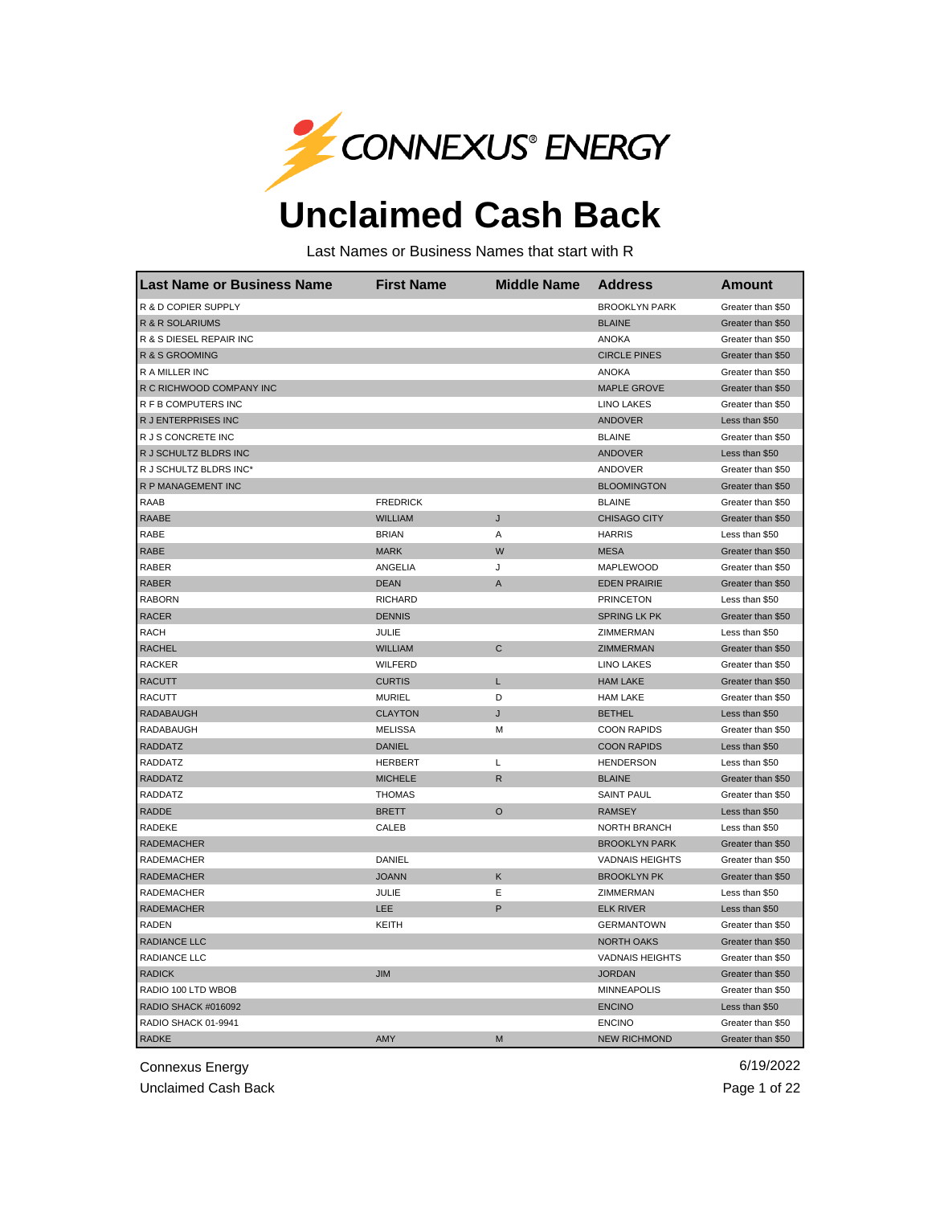CONNEXUS® ENERGY

# Unclaimed Cash Back

Last Names or Business Names that start with R

| Last Name or Business Name | First Name | Middle Name | Address | Amount |
|---|---|---|---|---|
| R & D COPIER SUPPLY | | | BROOKLYN PARK | Greater than $50 |
| R & R SOLARIUMS | | | BLAINE | Greater than $50 |
| R & S DIESEL REPAIR INC | | | ANOKA | Greater than $50 |
| R & S GROOMING | | | CIRCLE PINES | Greater than $50 |
| R A MILLER INC | | | ANOKA | Greater than $50 |
| R C RICHWOOD COMPANY INC | | | MAPLE GROVE | Greater than $50 |
| R F B COMPUTERS INC | | | LINO LAKES | Greater than $50 |
| R J ENTERPRISES INC | | | ANDOVER | Less than $50 |
| R J S CONCRETE INC | | | BLAINE | Greater than $50 |
| R J SCHULTZ BLDRS INC | | | ANDOVER | Less than $50 |
| R J SCHULTZ BLDRS INC* | | | ANDOVER | Greater than $50 |
| R P MANAGEMENT INC | | | BLOOMINGTON | Greater than $50 |
| RAAB | FREDRICK | | BLAINE | Greater than $50 |
| RAABE | WILLIAM | J | CHISAGO CITY | Greater than $50 |
| RABE | BRIAN | A | HARRIS | Less than $50 |
| RABE | MARK | W | MESA | Greater than $50 |
| RABER | ANGELIA | J | MAPLEWOOD | Greater than $50 |
| RABER | DEAN | A | EDEN PRAIRIE | Greater than $50 |
| RABORN | RICHARD | | PRINCETON | Less than $50 |
| RACER | DENNIS | | SPRING LK PK | Greater than $50 |
| RACH | JULIE | | ZIMMERMAN | Less than $50 |
| RACHEL | WILLIAM | C | ZIMMERMAN | Greater than $50 |
| RACKER | WILFERD | | LINO LAKES | Greater than $50 |
| RACUTT | CURTIS | L | HAM LAKE | Greater than $50 |
| RACUTT | MURIEL | D | HAM LAKE | Greater than $50 |
| RADABAUGH | CLAYTON | J | BETHEL | Less than $50 |
| RADABAUGH | MELISSA | M | COON RAPIDS | Greater than $50 |
| RADDATZ | DANIEL | | COON RAPIDS | Less than $50 |
| RADDATZ | HERBERT | L | HENDERSON | Less than $50 |
| RADDATZ | MICHELE | R | BLAINE | Greater than $50 |
| RADDATZ | THOMAS | | SAINT PAUL | Greater than $50 |
| RADDE | BRETT | O | RAMSEY | Less than $50 |
| RADEKE | CALEB | | NORTH BRANCH | Less than $50 |
| RADEMACHER | | | BROOKLYN PARK | Greater than $50 |
| RADEMACHER | DANIEL | | VADNAIS HEIGHTS | Greater than $50 |
| RADEMACHER | JOANN | K | BROOKLYN PK | Greater than $50 |
| RADEMACHER | JULIE | E | ZIMMERMAN | Less than $50 |
| RADEMACHER | LEE | P | ELK RIVER | Less than $50 |
| RADEN | KEITH | | GERMANTOWN | Greater than $50 |
| RADIANCE LLC | | | NORTH OAKS | Greater than $50 |
| RADIANCE LLC | | | VADNAIS HEIGHTS | Greater than $50 |
| RADICK | JIM | | JORDAN | Greater than $50 |
| RADIO 100 LTD WBOB | | | MINNEAPOLIS | Greater than $50 |
| RADIO SHACK #016092 | | | ENCINO | Less than $50 |
| RADIO SHACK 01-9941 | | | ENCINO | Greater than $50 |
| RADKE | AMY | M | NEW RICHMOND | Greater than $50 |

Connexus Energy
Unclaimed Cash Back

6/19/2022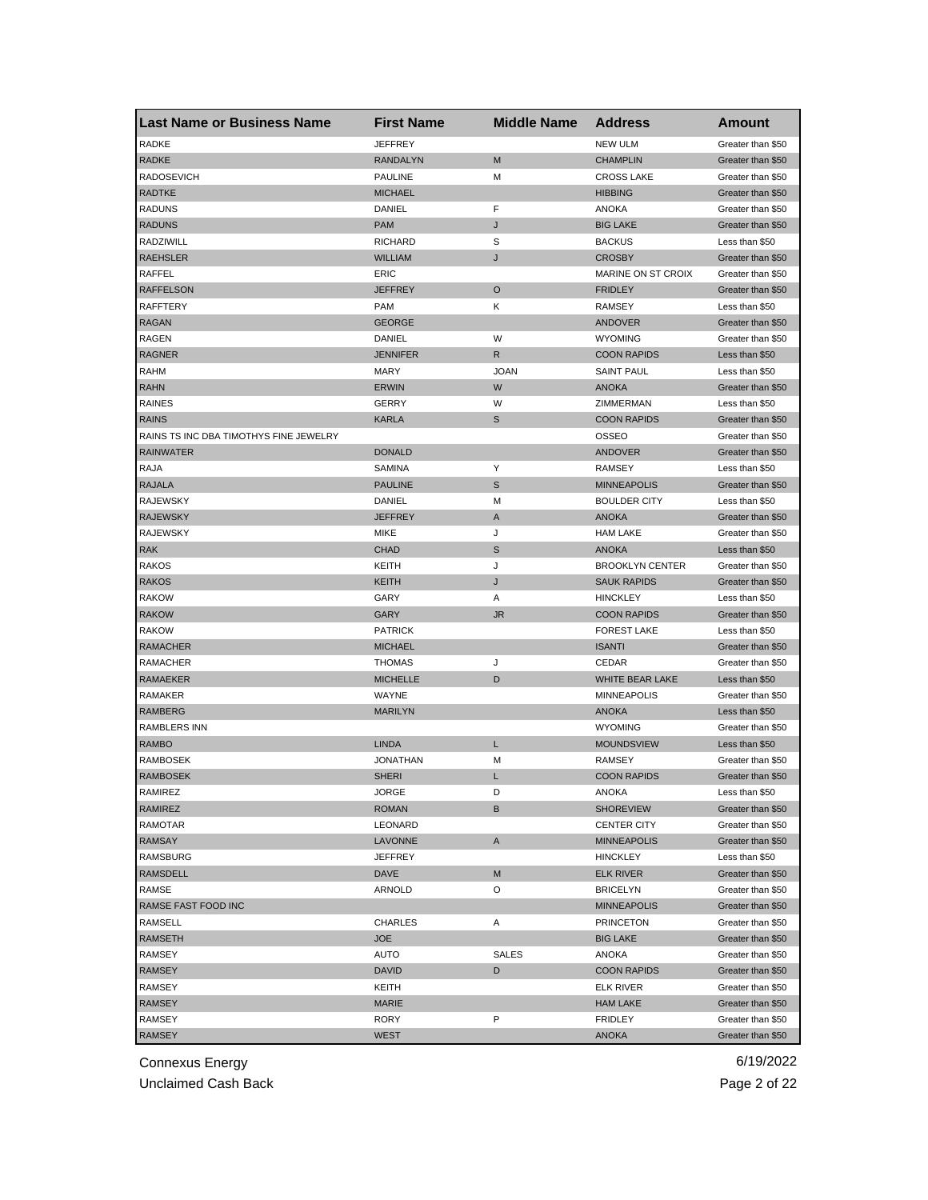| Last Name or Business Name | First Name | Middle Name | Address | Amount |
|---|---|---|---|---|
| RADKE | JEFFREY | | NEW ULM | Greater than $50 |
| RADKE | RANDALYN | M | CHAMPLIN | Greater than $50 |
| RADOSEVICH | PAULINE | M | CROSS LAKE | Greater than $50 |
| RADTKE | MICHAEL | | HIBBING | Greater than $50 |
| RADUNS | DANIEL | F | ANOKA | Greater than $50 |
| RADUNS | PAM | J | BIG LAKE | Greater than $50 |
| RADZIWILL | RICHARD | S | BACKUS | Less than $50 |
| RAEHSLER | WILLIAM | J | CROSBY | Greater than $50 |
| RAFFEL | ERIC | | MARINE ON ST CROIX | Greater than $50 |
| RAFFELSON | JEFFREY | O | FRIDLEY | Greater than $50 |
| RAFFTERY | PAM | K | RAMSEY | Less than $50 |
| RAGAN | GEORGE | | ANDOVER | Greater than $50 |
| RAGEN | DANIEL | W | WYOMING | Greater than $50 |
| RAGNER | JENNIFER | R | COON RAPIDS | Less than $50 |
| RAHM | MARY | JOAN | SAINT PAUL | Less than $50 |
| RAHN | ERWIN | W | ANOKA | Greater than $50 |
| RAINES | GERRY | W | ZIMMERMAN | Less than $50 |
| RAINS | KARLA | S | COON RAPIDS | Greater than $50 |
| RAINS TS INC DBA TIMOTHYS FINE JEWELRY | | | OSSEO | Greater than $50 |
| RAINWATER | DONALD | | ANDOVER | Greater than $50 |
| RAJA | SAMINA | Y | RAMSEY | Less than $50 |
| RAJALA | PAULINE | S | MINNEAPOLIS | Greater than $50 |
| RAJEWSKY | DANIEL | M | BOULDER CITY | Less than $50 |
| RAJEWSKY | JEFFREY | A | ANOKA | Greater than $50 |
| RAJEWSKY | MIKE | J | HAM LAKE | Greater than $50 |
| RAK | CHAD | S | ANOKA | Less than $50 |
| RAKOS | KEITH | J | BROOKLYN CENTER | Greater than $50 |
| RAKOS | KEITH | J | SAUK RAPIDS | Greater than $50 |
| RAKOW | GARY | A | HINCKLEY | Less than $50 |
| RAKOW | GARY | JR | COON RAPIDS | Greater than $50 |
| RAKOW | PATRICK | | FOREST LAKE | Less than $50 |
| RAMACHER | MICHAEL | | ISANTI | Greater than $50 |
| RAMACHER | THOMAS | J | CEDAR | Greater than $50 |
| RAMAEKER | MICHELLE | D | WHITE BEAR LAKE | Less than $50 |
| RAMAKER | WAYNE | | MINNEAPOLIS | Greater than $50 |
| RAMBERG | MARILYN | | ANOKA | Less than $50 |
| RAMBLERS INN | | | WYOMING | Greater than $50 |
| RAMBO | LINDA | L | MOUNDSVIEW | Less than $50 |
| RAMBOSEK | JONATHAN | M | RAMSEY | Greater than $50 |
| RAMBOSEK | SHERI | L | COON RAPIDS | Greater than $50 |
| RAMIREZ | JORGE | D | ANOKA | Less than $50 |
| RAMIREZ | ROMAN | B | SHOREVIEW | Greater than $50 |
| RAMOTAR | LEONARD | | CENTER CITY | Greater than $50 |
| RAMSAY | LAVONNE | A | MINNEAPOLIS | Greater than $50 |
| RAMSBURG | JEFFREY | | HINCKLEY | Less than $50 |
| RAMSDELL | DAVE | M | ELK RIVER | Greater than $50 |
| RAMSE | ARNOLD | O | BRICELYN | Greater than $50 |
| RAMSE FAST FOOD INC | | | MINNEAPOLIS | Greater than $50 |
| RAMSELL | CHARLES | A | PRINCETON | Greater than $50 |
| RAMSETH | JOE | | BIG LAKE | Greater than $50 |
| RAMSEY | AUTO | SALES | ANOKA | Greater than $50 |
| RAMSEY | DAVID | D | COON RAPIDS | Greater than $50 |
| RAMSEY | KEITH | | ELK RIVER | Greater than $50 |
| RAMSEY | MARIE | | HAM LAKE | Greater than $50 |
| RAMSEY | RORY | P | FRIDLEY | Greater than $50 |
| RAMSEY | WEST | | ANOKA | Greater than $50 |

Connexus Energy
Unclaimed Cash Back

6/19/2022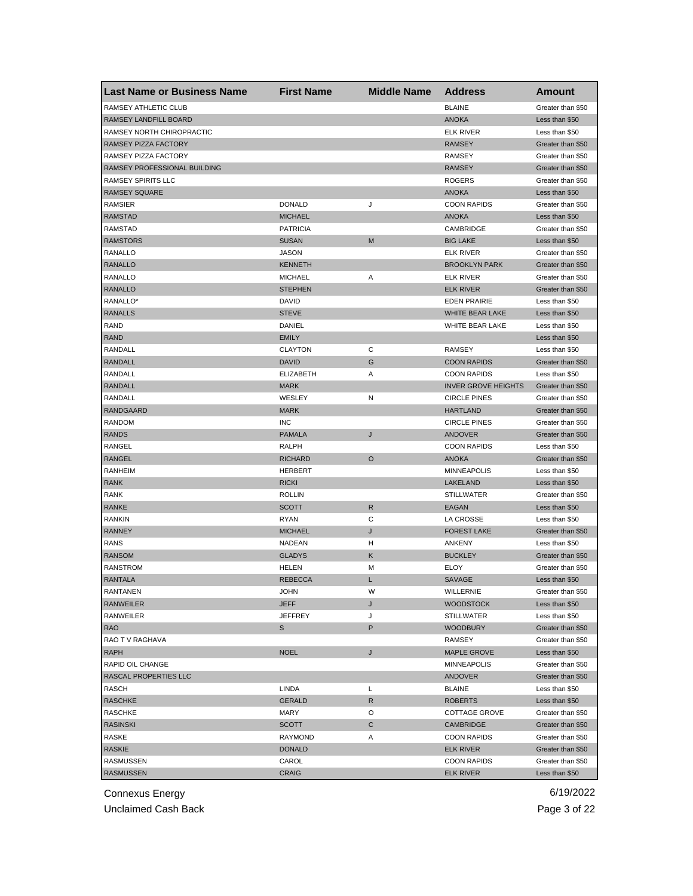| Last Name or Business Name | First Name | Middle Name | Address | Amount |
|---|---|---|---|---|
| RAMSEY ATHLETIC CLUB | | | BLAINE | Greater than $50 |
| RAMSEY LANDFILL BOARD | | | ANOKA | Less than $50 |
| RAMSEY NORTH CHIROPRACTIC | | | ELK RIVER | Less than $50 |
| RAMSEY PIZZA FACTORY | | | RAMSEY | Greater than $50 |
| RAMSEY PIZZA FACTORY | | | RAMSEY | Greater than $50 |
| RAMSEY PROFESSIONAL BUILDING | | | RAMSEY | Greater than $50 |
| RAMSEY SPIRITS LLC | | | ROGERS | Greater than $50 |
| RAMSEY SQUARE | | | ANOKA | Less than $50 |
| RAMSIER | DONALD | J | COON RAPIDS | Greater than $50 |
| RAMSTAD | MICHAEL | | ANOKA | Less than $50 |
| RAMSTAD | PATRICIA | | CAMBRIDGE | Greater than $50 |
| RAMSTORS | SUSAN | M | BIG LAKE | Less than $50 |
| RANALLO | JASON | | ELK RIVER | Greater than $50 |
| RANALLO | KENNETH | | BROOKLYN PARK | Greater than $50 |
| RANALLO | MICHAEL | A | ELK RIVER | Greater than $50 |
| RANALLO | STEPHEN | | ELK RIVER | Greater than $50 |
| RANALLO* | DAVID | | EDEN PRAIRIE | Less than $50 |
| RANALLS | STEVE | | WHITE BEAR LAKE | Less than $50 |
| RAND | DANIEL | | WHITE BEAR LAKE | Less than $50 |
| RAND | EMILY | | | Less than $50 |
| RANDALL | CLAYTON | C | RAMSEY | Less than $50 |
| RANDALL | DAVID | G | COON RAPIDS | Greater than $50 |
| RANDALL | ELIZABETH | A | COON RAPIDS | Less than $50 |
| RANDALL | MARK | | INVER GROVE HEIGHTS | Greater than $50 |
| RANDALL | WESLEY | N | CIRCLE PINES | Greater than $50 |
| RANDGAARD | MARK | | HARTLAND | Greater than $50 |
| RANDOM | INC | | CIRCLE PINES | Greater than $50 |
| RANDS | PAMALA | J | ANDOVER | Greater than $50 |
| RANGEL | RALPH | | COON RAPIDS | Less than $50 |
| RANGEL | RICHARD | O | ANOKA | Greater than $50 |
| RANHEIM | HERBERT | | MINNEAPOLIS | Less than $50 |
| RANK | RICKI | | LAKELAND | Less than $50 |
| RANK | ROLLIN | | STILLWATER | Greater than $50 |
| RANKE | SCOTT | R | EAGAN | Less than $50 |
| RANKIN | RYAN | C | LA CROSSE | Less than $50 |
| RANNEY | MICHAEL | J | FOREST LAKE | Greater than $50 |
| RANS | NADEAN | H | ANKENY | Less than $50 |
| RANSOM | GLADYS | K | BUCKLEY | Greater than $50 |
| RANSTROM | HELEN | M | ELOY | Greater than $50 |
| RANTALA | REBECCA | L | SAVAGE | Less than $50 |
| RANTANEN | JOHN | W | WILLERNIE | Greater than $50 |
| RANWEILER | JEFF | J | WOODSTOCK | Less than $50 |
| RANWEILER | JEFFREY | J | STILLWATER | Less than $50 |
| RAO | S | P | WOODBURY | Greater than $50 |
| RAO T V RAGHAVA | | | RAMSEY | Greater than $50 |
| RAPH | NOEL | J | MAPLE GROVE | Less than $50 |
| RAPID OIL CHANGE | | | MINNEAPOLIS | Greater than $50 |
| RASCAL PROPERTIES LLC | | | ANDOVER | Greater than $50 |
| RASCH | LINDA | L | BLAINE | Less than $50 |
| RASCHKE | GERALD | R | ROBERTS | Less than $50 |
| RASCHKE | MARY | O | COTTAGE GROVE | Greater than $50 |
| RASINSKI | SCOTT | C | CAMBRIDGE | Greater than $50 |
| RASKE | RAYMOND | A | COON RAPIDS | Greater than $50 |
| RASKIE | DONALD | | ELK RIVER | Greater than $50 |
| RASMUSSEN | CAROL | | COON RAPIDS | Greater than $50 |
| RASMUSSEN | CRAIG | | ELK RIVER | Less than $50 |

Connexus Energy
Unclaimed Cash Back
6/19/2022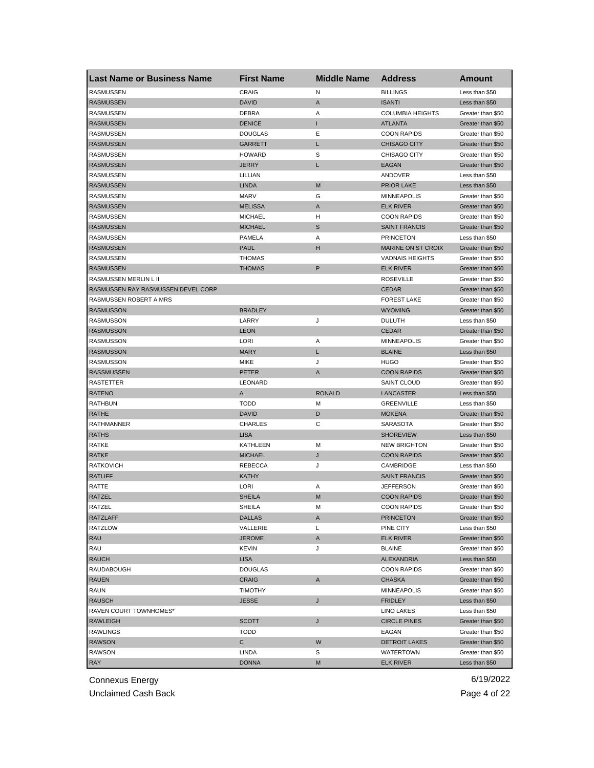| Last Name or Business Name | First Name | Middle Name | Address | Amount |
| --- | --- | --- | --- | --- |
| RASMUSSEN | CRAIG | N | BILLINGS | Less than $50 |
| RASMUSSEN | DAVID | A | ISANTI | Less than $50 |
| RASMUSSEN | DEBRA | A | COLUMBIA HEIGHTS | Greater than $50 |
| RASMUSSEN | DENICE | I | ATLANTA | Greater than $50 |
| RASMUSSEN | DOUGLAS | E | COON RAPIDS | Greater than $50 |
| RASMUSSEN | GARRETT | L | CHISAGO CITY | Greater than $50 |
| RASMUSSEN | HOWARD | S | CHISAGO CITY | Greater than $50 |
| RASMUSSEN | JERRY | L | EAGAN | Greater than $50 |
| RASMUSSEN | LILLIAN | | ANDOVER | Less than $50 |
| RASMUSSEN | LINDA | M | PRIOR LAKE | Less than $50 |
| RASMUSSEN | MARV | G | MINNEAPOLIS | Greater than $50 |
| RASMUSSEN | MELISSA | A | ELK RIVER | Greater than $50 |
| RASMUSSEN | MICHAEL | H | COON RAPIDS | Greater than $50 |
| RASMUSSEN | MICHAEL | S | SAINT FRANCIS | Greater than $50 |
| RASMUSSEN | PAMELA | A | PRINCETON | Less than $50 |
| RASMUSSEN | PAUL | H | MARINE ON ST CROIX | Greater than $50 |
| RASMUSSEN | THOMAS | | VADNAIS HEIGHTS | Greater than $50 |
| RASMUSSEN | THOMAS | P | ELK RIVER | Greater than $50 |
| RASMUSSEN MERLIN L II | | | ROSEVILLE | Greater than $50 |
| RASMUSSEN RAY RASMUSSEN DEVEL CORP | | | CEDAR | Greater than $50 |
| RASMUSSEN ROBERT A MRS | | | FOREST LAKE | Greater than $50 |
| RASMUSSON | BRADLEY | | WYOMING | Greater than $50 |
| RASMUSSON | LARRY | J | DULUTH | Less than $50 |
| RASMUSSON | LEON | | CEDAR | Greater than $50 |
| RASMUSSON | LORI | A | MINNEAPOLIS | Greater than $50 |
| RASMUSSON | MARY | L | BLAINE | Less than $50 |
| RASMUSSON | MIKE | J | HUGO | Greater than $50 |
| RASSMUSSEN | PETER | A | COON RAPIDS | Greater than $50 |
| RASTETTER | LEONARD | | SAINT CLOUD | Greater than $50 |
| RATENO | A | RONALD | LANCASTER | Less than $50 |
| RATHBUN | TODD | M | GREENVILLE | Less than $50 |
| RATHE | DAVID | D | MOKENA | Greater than $50 |
| RATHMANNER | CHARLES | C | SARASOTA | Greater than $50 |
| RATHS | LISA | | SHOREVIEW | Less than $50 |
| RATKE | KATHLEEN | M | NEW BRIGHTON | Greater than $50 |
| RATKE | MICHAEL | J | COON RAPIDS | Greater than $50 |
| RATKOVICH | REBECCA | J | CAMBRIDGE | Less than $50 |
| RATLIFF | KATHY | | SAINT FRANCIS | Greater than $50 |
| RATTE | LORI | A | JEFFERSON | Greater than $50 |
| RATZEL | SHEILA | M | COON RAPIDS | Greater than $50 |
| RATZEL | SHEILA | M | COON RAPIDS | Greater than $50 |
| RATZLAFF | DALLAS | A | PRINCETON | Greater than $50 |
| RATZLOW | VALLERIE | L | PINE CITY | Less than $50 |
| RAU | JEROME | A | ELK RIVER | Greater than $50 |
| RAU | KEVIN | J | BLAINE | Greater than $50 |
| RAUCH | LISA | | ALEXANDRIA | Less than $50 |
| RAUDABOUGH | DOUGLAS | | COON RAPIDS | Greater than $50 |
| RAUEN | CRAIG | A | CHASKA | Greater than $50 |
| RAUN | TIMOTHY | | MINNEAPOLIS | Greater than $50 |
| RAUSCH | JESSE | J | FRIDLEY | Less than $50 |
| RAVEN COURT TOWNHOMES* | | | LINO LAKES | Less than $50 |
| RAWLEIGH | SCOTT | J | CIRCLE PINES | Greater than $50 |
| RAWLINGS | TODD | | EAGAN | Greater than $50 |
| RAWSON | C | W | DETROIT LAKES | Greater than $50 |
| RAWSON | LINDA | S | WATERTOWN | Greater than $50 |
| RAY | DONNA | M | ELK RIVER | Less than $50 |

Connexus Energy
Unclaimed Cash Back

6/19/2022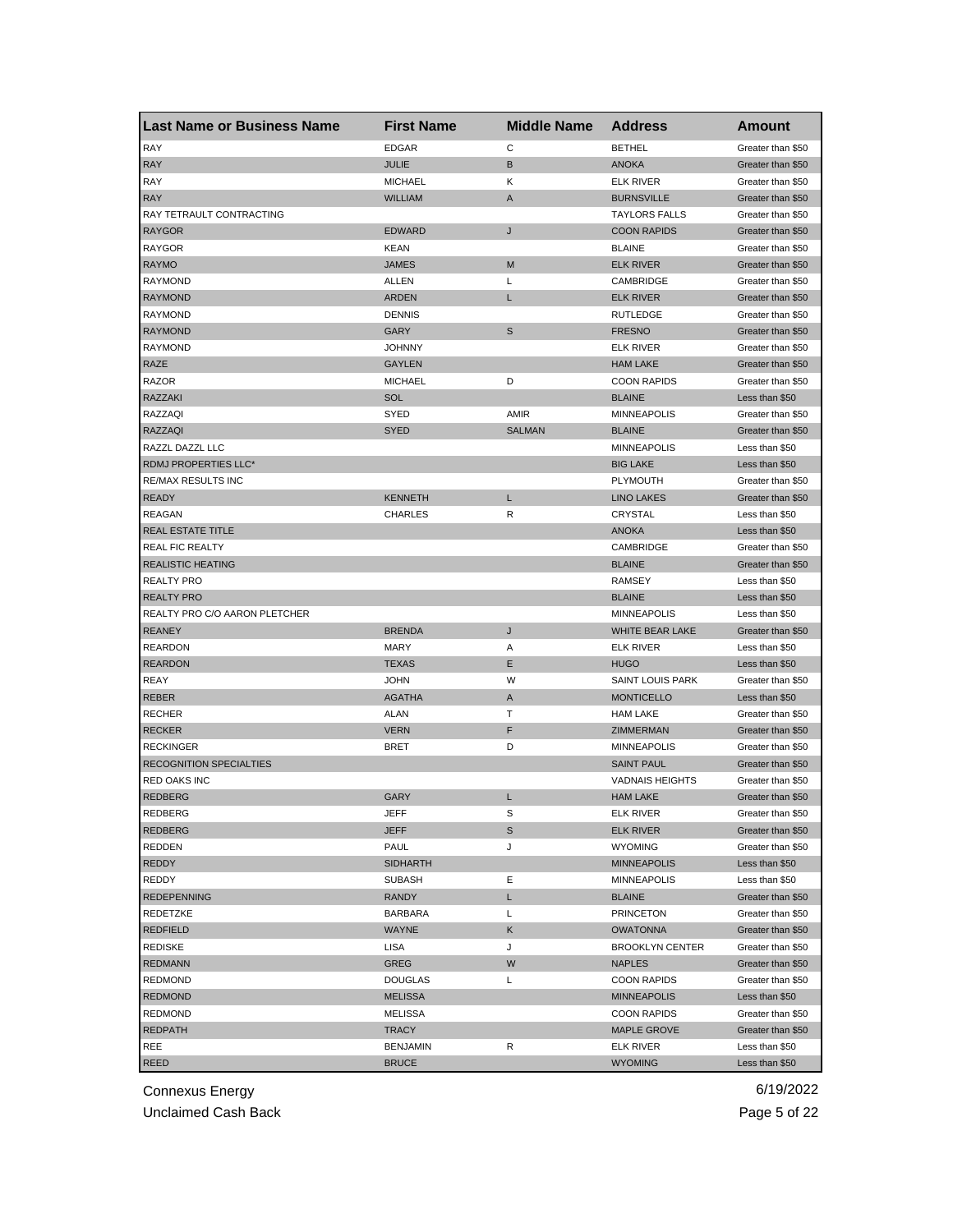| Last Name or Business Name | First Name | Middle Name | Address | Amount |
|---|---|---|---|---|
| RAY | EDGAR | C | BETHEL | Greater than $50 |
| RAY | JULIE | B | ANOKA | Greater than $50 |
| RAY | MICHAEL | K | ELK RIVER | Greater than $50 |
| RAY | WILLIAM | A | BURNSVILLE | Greater than $50 |
| RAY TETRAULT CONTRACTING | | | TAYLORS FALLS | Greater than $50 |
| RAYGOR | EDWARD | J | COON RAPIDS | Greater than $50 |
| RAYGOR | KEAN | | BLAINE | Greater than $50 |
| RAYMO | JAMES | M | ELK RIVER | Greater than $50 |
| RAYMOND | ALLEN | L | CAMBRIDGE | Greater than $50 |
| RAYMOND | ARDEN | L | ELK RIVER | Greater than $50 |
| RAYMOND | DENNIS | | RUTLEDGE | Greater than $50 |
| RAYMOND | GARY | S | FRESNO | Greater than $50 |
| RAYMOND | JOHNNY | | ELK RIVER | Greater than $50 |
| RAZE | GAYLEN | | HAM LAKE | Greater than $50 |
| RAZOR | MICHAEL | D | COON RAPIDS | Greater than $50 |
| RAZZAKI | SOL | | BLAINE | Less than $50 |
| RAZZAQI | SYED | AMIR | MINNEAPOLIS | Greater than $50 |
| RAZZAQI | SYED | SALMAN | BLAINE | Greater than $50 |
| RAZZL DAZZL LLC | | | MINNEAPOLIS | Less than $50 |
| RDMJ PROPERTIES LLC* | | | BIG LAKE | Less than $50 |
| RE/MAX RESULTS INC | | | PLYMOUTH | Greater than $50 |
| READY | KENNETH | L | LINO LAKES | Greater than $50 |
| REAGAN | CHARLES | R | CRYSTAL | Less than $50 |
| REAL ESTATE TITLE | | | ANOKA | Less than $50 |
| REAL FIC REALTY | | | CAMBRIDGE | Greater than $50 |
| REALISTIC HEATING | | | BLAINE | Greater than $50 |
| REALTY PRO | | | RAMSEY | Less than $50 |
| REALTY PRO | | | BLAINE | Less than $50 |
| REALTY PRO C/O AARON PLETCHER | | | MINNEAPOLIS | Less than $50 |
| REANEY | BRENDA | J | WHITE BEAR LAKE | Greater than $50 |
| REARDON | MARY | A | ELK RIVER | Less than $50 |
| REARDON | TEXAS | E | HUGO | Less than $50 |
| REAY | JOHN | W | SAINT LOUIS PARK | Greater than $50 |
| REBER | AGATHA | A | MONTICELLO | Less than $50 |
| RECHER | ALAN | T | HAM LAKE | Greater than $50 |
| RECKER | VERN | F | ZIMMERMAN | Greater than $50 |
| RECKINGER | BRET | D | MINNEAPOLIS | Greater than $50 |
| RECOGNITION SPECIALTIES | | | SAINT PAUL | Greater than $50 |
| RED OAKS INC | | | VADNAIS HEIGHTS | Greater than $50 |
| REDBERG | GARY | L | HAM LAKE | Greater than $50 |
| REDBERG | JEFF | S | ELK RIVER | Greater than $50 |
| REDBERG | JEFF | S | ELK RIVER | Greater than $50 |
| REDDEN | PAUL | J | WYOMING | Greater than $50 |
| REDDY | SIDHARTH | | MINNEAPOLIS | Less than $50 |
| REDDY | SUBASH | E | MINNEAPOLIS | Less than $50 |
| REDEPENNING | RANDY | L | BLAINE | Greater than $50 |
| REDETZKE | BARBARA | L | PRINCETON | Greater than $50 |
| REDFIELD | WAYNE | K | OWATONNA | Greater than $50 |
| REDISKE | LISA | J | BROOKLYN CENTER | Greater than $50 |
| REDMANN | GREG | W | NAPLES | Greater than $50 |
| REDMOND | DOUGLAS | L | COON RAPIDS | Greater than $50 |
| REDMOND | MELISSA | | MINNEAPOLIS | Less than $50 |
| REDMOND | MELISSA | | COON RAPIDS | Greater than $50 |
| REDPATH | TRACY | | MAPLE GROVE | Greater than $50 |
| REE | BENJAMIN | R | ELK RIVER | Less than $50 |
| REED | BRUCE | | WYOMING | Less than $50 |

Connexus Energy
Unclaimed Cash Back

6/19/2022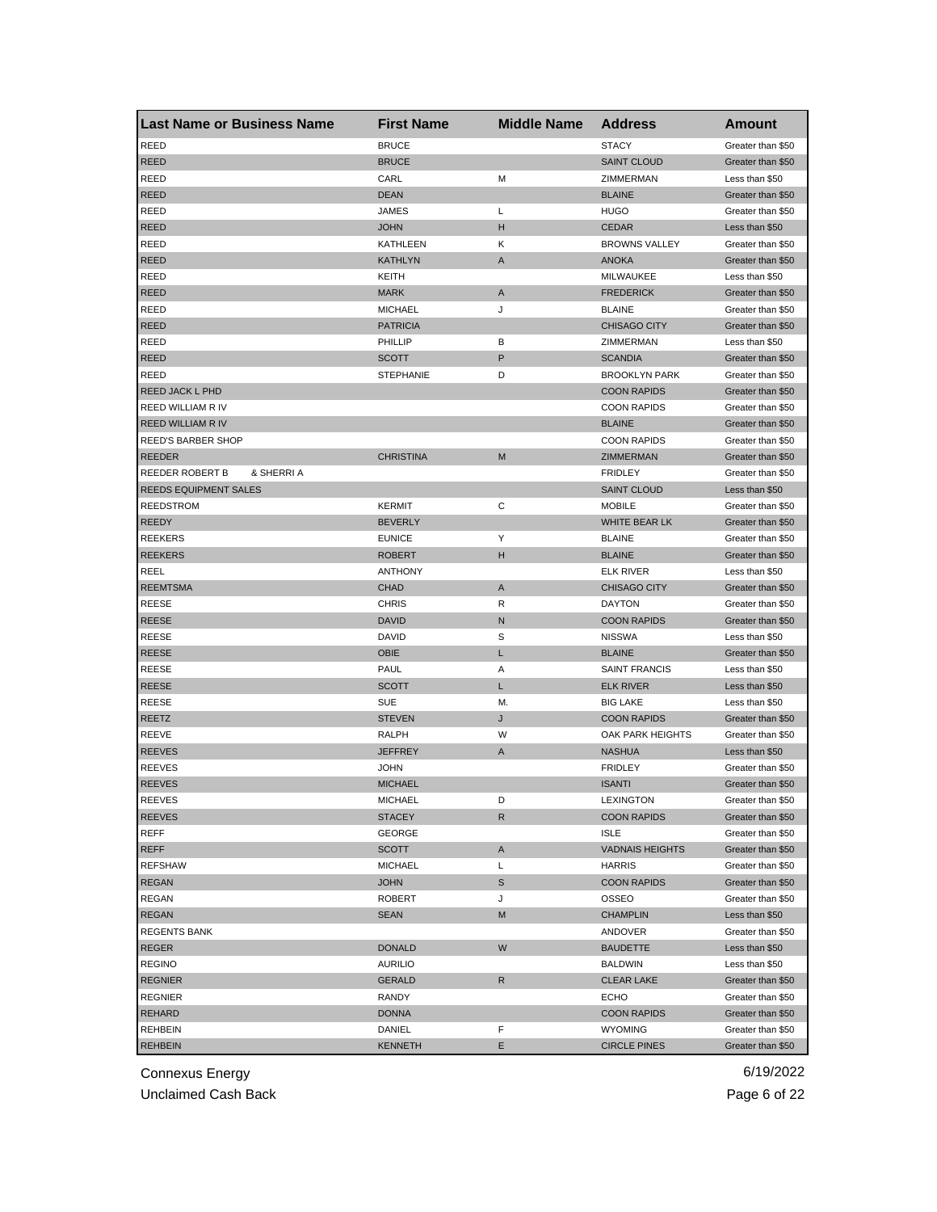| Last Name or Business Name | First Name | Middle Name | Address | Amount |
|---|---|---|---|---|
| REED | BRUCE | | STACY | Greater than $50 |
| REED | BRUCE | | SAINT CLOUD | Greater than $50 |
| REED | CARL | M | ZIMMERMAN | Less than $50 |
| REED | DEAN | | BLAINE | Greater than $50 |
| REED | JAMES | L | HUGO | Greater than $50 |
| REED | JOHN | H | CEDAR | Less than $50 |
| REED | KATHLEEN | K | BROWNS VALLEY | Greater than $50 |
| REED | KATHLYN | A | ANOKA | Greater than $50 |
| REED | KEITH | | MILWAUKEE | Less than $50 |
| REED | MARK | A | FREDERICK | Greater than $50 |
| REED | MICHAEL | J | BLAINE | Greater than $50 |
| REED | PATRICIA | | CHISAGO CITY | Greater than $50 |
| REED | PHILLIP | B | ZIMMERMAN | Less than $50 |
| REED | SCOTT | P | SCANDIA | Greater than $50 |
| REED | STEPHANIE | D | BROOKLYN PARK | Greater than $50 |
| REED JACK L PHD | | | COON RAPIDS | Greater than $50 |
| REED WILLIAM R IV | | | COON RAPIDS | Greater than $50 |
| REED WILLIAM R IV | | | BLAINE | Greater than $50 |
| REED'S BARBER SHOP | | | COON RAPIDS | Greater than $50 |
| REEDER | CHRISTINA | M | ZIMMERMAN | Greater than $50 |
| REEDER ROBERT B & SHERRI A | | | FRIDLEY | Greater than $50 |
| REEDS EQUIPMENT SALES | | | SAINT CLOUD | Less than $50 |
| REEDSTROM | KERMIT | C | MOBILE | Greater than $50 |
| REEDY | BEVERLY | | WHITE BEAR LK | Greater than $50 |
| REEKERS | EUNICE | Y | BLAINE | Greater than $50 |
| REEKERS | ROBERT | H | BLAINE | Greater than $50 |
| REEL | ANTHONY | | ELK RIVER | Less than $50 |
| REEMTSMA | CHAD | A | CHISAGO CITY | Greater than $50 |
| REESE | CHRIS | R | DAYTON | Greater than $50 |
| REESE | DAVID | N | COON RAPIDS | Greater than $50 |
| REESE | DAVID | S | NISSWA | Less than $50 |
| REESE | OBIE | L | BLAINE | Greater than $50 |
| REESE | PAUL | A | SAINT FRANCIS | Less than $50 |
| REESE | SCOTT | L | ELK RIVER | Less than $50 |
| REESE | SUE | M. | BIG LAKE | Less than $50 |
| REETZ | STEVEN | J | COON RAPIDS | Greater than $50 |
| REEVE | RALPH | W | OAK PARK HEIGHTS | Greater than $50 |
| REEVES | JEFFREY | A | NASHUA | Less than $50 |
| REEVES | JOHN | | FRIDLEY | Greater than $50 |
| REEVES | MICHAEL | | ISANTI | Greater than $50 |
| REEVES | MICHAEL | D | LEXINGTON | Greater than $50 |
| REEVES | STACEY | R | COON RAPIDS | Greater than $50 |
| REFF | GEORGE | | ISLE | Greater than $50 |
| REFF | SCOTT | A | VADNAIS HEIGHTS | Greater than $50 |
| REFSHAW | MICHAEL | L | HARRIS | Greater than $50 |
| REGAN | JOHN | S | COON RAPIDS | Greater than $50 |
| REGAN | ROBERT | J | OSSEO | Greater than $50 |
| REGAN | SEAN | M | CHAMPLIN | Less than $50 |
| REGENTS BANK | | | ANDOVER | Greater than $50 |
| REGER | DONALD | W | BAUDETTE | Less than $50 |
| REGINO | AURILIO | | BALDWIN | Less than $50 |
| REGNIER | GERALD | R | CLEAR LAKE | Greater than $50 |
| REGNIER | RANDY | | ECHO | Greater than $50 |
| REHARD | DONNA | | COON RAPIDS | Greater than $50 |
| REHBEIN | DANIEL | F | WYOMING | Greater than $50 |
| REHBEIN | KENNETH | E | CIRCLE PINES | Greater than $50 |

Connexus Energy
Unclaimed Cash Back

6/19/2022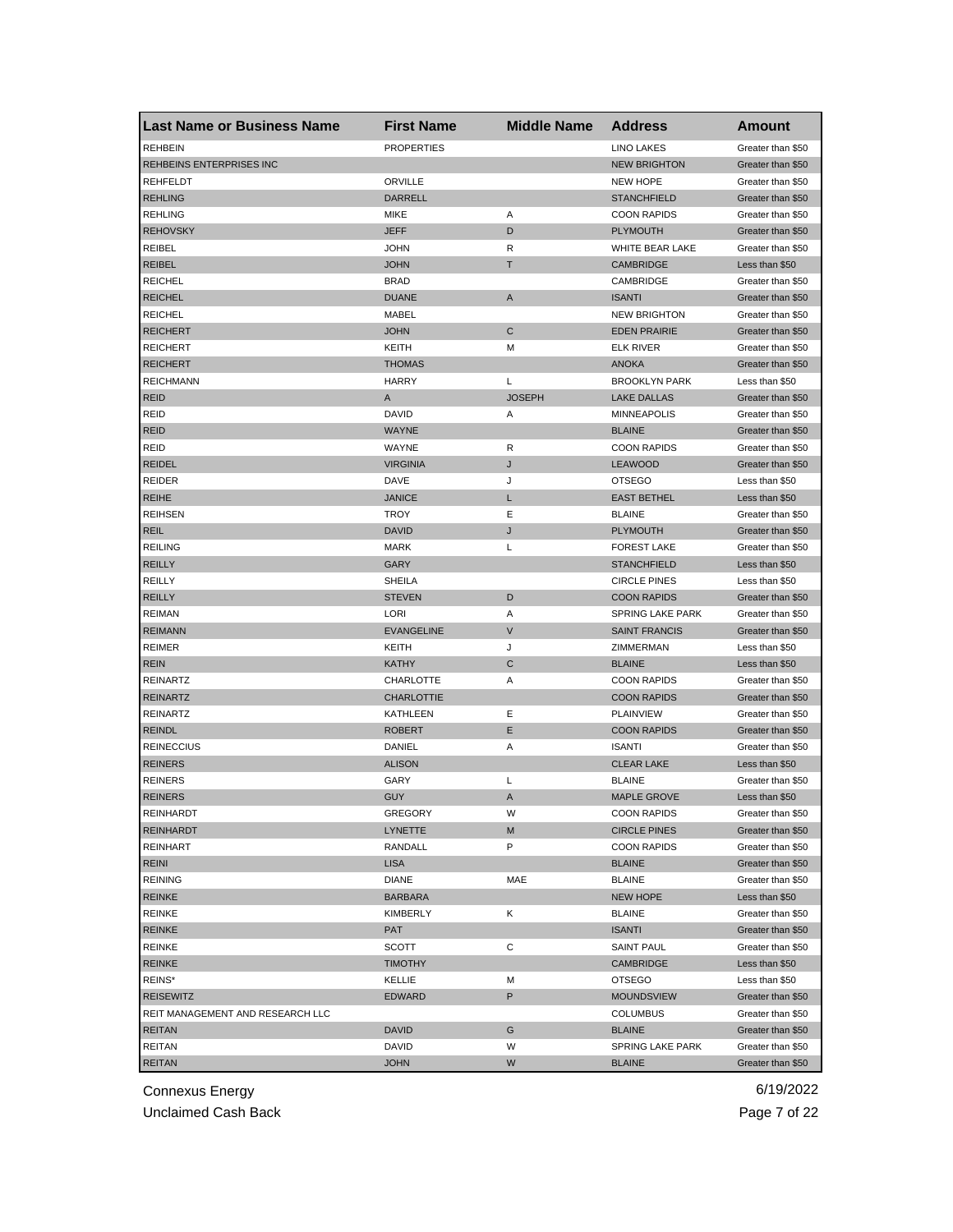| Last Name or Business Name | First Name | Middle Name | Address | Amount |
|---|---|---|---|---|
| REHBEIN | PROPERTIES | | LINO LAKES | Greater than $50 |
| REHBEINS ENTERPRISES INC | | | NEW BRIGHTON | Greater than $50 |
| REHFELDT | ORVILLE | | NEW HOPE | Greater than $50 |
| REHLING | DARRELL | | STANCHFIELD | Greater than $50 |
| REHLING | MIKE | A | COON RAPIDS | Greater than $50 |
| REHOVSKY | JEFF | D | PLYMOUTH | Greater than $50 |
| REIBEL | JOHN | R | WHITE BEAR LAKE | Greater than $50 |
| REIBEL | JOHN | T | CAMBRIDGE | Less than $50 |
| REICHEL | BRAD | | CAMBRIDGE | Greater than $50 |
| REICHEL | DUANE | A | ISANTI | Greater than $50 |
| REICHEL | MABEL | | NEW BRIGHTON | Greater than $50 |
| REICHERT | JOHN | C | EDEN PRAIRIE | Greater than $50 |
| REICHERT | KEITH | M | ELK RIVER | Greater than $50 |
| REICHERT | THOMAS | | ANOKA | Greater than $50 |
| REICHMANN | HARRY | L | BROOKLYN PARK | Less than $50 |
| REID | A | JOSEPH | LAKE DALLAS | Greater than $50 |
| REID | DAVID | A | MINNEAPOLIS | Greater than $50 |
| REID | WAYNE | | BLAINE | Greater than $50 |
| REID | WAYNE | R | COON RAPIDS | Greater than $50 |
| REIDEL | VIRGINIA | J | LEAWOOD | Greater than $50 |
| REIDER | DAVE | J | OTSEGO | Less than $50 |
| REIHE | JANICE | L | EAST BETHEL | Less than $50 |
| REIHSEN | TROY | E | BLAINE | Greater than $50 |
| REIL | DAVID | J | PLYMOUTH | Greater than $50 |
| REILING | MARK | L | FOREST LAKE | Greater than $50 |
| REILLY | GARY | | STANCHFIELD | Less than $50 |
| REILLY | SHEILA | | CIRCLE PINES | Less than $50 |
| REILLY | STEVEN | D | COON RAPIDS | Greater than $50 |
| REIMAN | LORI | A | SPRING LAKE PARK | Greater than $50 |
| REIMANN | EVANGELINE | V | SAINT FRANCIS | Greater than $50 |
| REIMER | KEITH | J | ZIMMERMAN | Less than $50 |
| REIN | KATHY | C | BLAINE | Less than $50 |
| REINARTZ | CHARLOTTE | A | COON RAPIDS | Greater than $50 |
| REINARTZ | CHARLOTTIE | | COON RAPIDS | Greater than $50 |
| REINARTZ | KATHLEEN | E | PLAINVIEW | Greater than $50 |
| REINDL | ROBERT | E | COON RAPIDS | Greater than $50 |
| REINECCIUS | DANIEL | A | ISANTI | Greater than $50 |
| REINERS | ALISON | | CLEAR LAKE | Less than $50 |
| REINERS | GARY | L | BLAINE | Greater than $50 |
| REINERS | GUY | A | MAPLE GROVE | Less than $50 |
| REINHARDT | GREGORY | W | COON RAPIDS | Greater than $50 |
| REINHARDT | LYNETTE | M | CIRCLE PINES | Greater than $50 |
| REINHART | RANDALL | P | COON RAPIDS | Greater than $50 |
| REINI | LISA | | BLAINE | Greater than $50 |
| REINING | DIANE | MAE | BLAINE | Greater than $50 |
| REINKE | BARBARA | | NEW HOPE | Less than $50 |
| REINKE | KIMBERLY | K | BLAINE | Greater than $50 |
| REINKE | PAT | | ISANTI | Greater than $50 |
| REINKE | SCOTT | C | SAINT PAUL | Greater than $50 |
| REINKE | TIMOTHY | | CAMBRIDGE | Less than $50 |
| REINS* | KELLIE | M | OTSEGO | Less than $50 |
| REISEWITZ | EDWARD | P | MOUNDSVIEW | Greater than $50 |
| REIT MANAGEMENT AND RESEARCH LLC | | | COLUMBUS | Greater than $50 |
| REITAN | DAVID | G | BLAINE | Greater than $50 |
| REITAN | DAVID | W | SPRING LAKE PARK | Greater than $50 |
| REITAN | JOHN | W | BLAINE | Greater than $50 |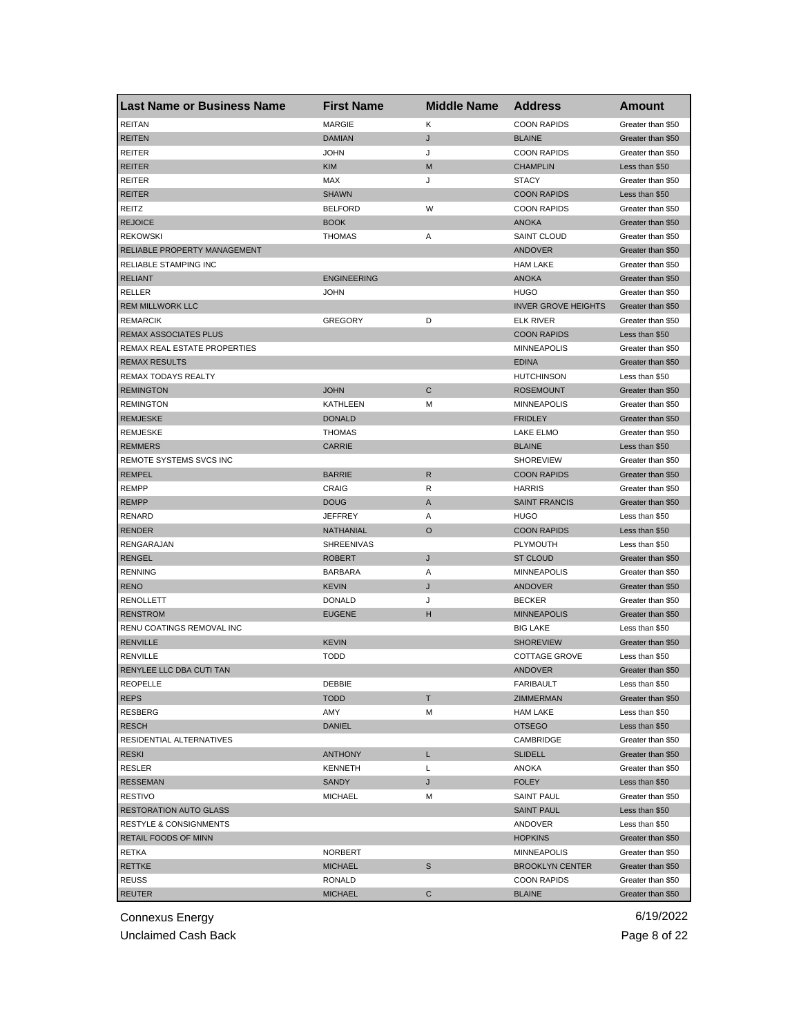| Last Name or Business Name | First Name | Middle Name | Address | Amount |
|---|---|---|---|---|
| REITAN | MARGIE | K | COON RAPIDS | Greater than $50 |
| REITEN | DAMIAN | J | BLAINE | Greater than $50 |
| REITER | JOHN | J | COON RAPIDS | Greater than $50 |
| REITER | KIM | M | CHAMPLIN | Less than $50 |
| REITER | MAX | J | STACY | Greater than $50 |
| REITER | SHAWN | | COON RAPIDS | Less than $50 |
| REITZ | BELFORD | W | COON RAPIDS | Greater than $50 |
| REJOICE | BOOK | | ANOKA | Greater than $50 |
| REKOWSKI | THOMAS | A | SAINT CLOUD | Greater than $50 |
| RELIABLE PROPERTY MANAGEMENT | | | ANDOVER | Greater than $50 |
| RELIABLE STAMPING INC | | | HAM LAKE | Greater than $50 |
| RELIANT | ENGINEERING | | ANOKA | Greater than $50 |
| RELLER | JOHN | | HUGO | Greater than $50 |
| REM MILLWORK LLC | | | INVER GROVE HEIGHTS | Greater than $50 |
| REMARCIK | GREGORY | D | ELK RIVER | Greater than $50 |
| REMAX ASSOCIATES PLUS | | | COON RAPIDS | Less than $50 |
| REMAX REAL ESTATE PROPERTIES | | | MINNEAPOLIS | Greater than $50 |
| REMAX RESULTS | | | EDINA | Greater than $50 |
| REMAX TODAYS REALTY | | | HUTCHINSON | Less than $50 |
| REMINGTON | JOHN | C | ROSEMOUNT | Greater than $50 |
| REMINGTON | KATHLEEN | M | MINNEAPOLIS | Greater than $50 |
| REMJESKE | DONALD | | FRIDLEY | Greater than $50 |
| REMJESKE | THOMAS | | LAKE ELMO | Greater than $50 |
| REMMERS | CARRIE | | BLAINE | Less than $50 |
| REMOTE SYSTEMS SVCS INC | | | SHOREVIEW | Greater than $50 |
| REMPEL | BARRIE | R | COON RAPIDS | Greater than $50 |
| REMPP | CRAIG | R | HARRIS | Greater than $50 |
| REMPP | DOUG | A | SAINT FRANCIS | Greater than $50 |
| RENARD | JEFFREY | A | HUGO | Less than $50 |
| RENDER | NATHANIAL | O | COON RAPIDS | Less than $50 |
| RENGARAJAN | SHREENIVAS | | PLYMOUTH | Less than $50 |
| RENGEL | ROBERT | J | ST CLOUD | Greater than $50 |
| RENNING | BARBARA | A | MINNEAPOLIS | Greater than $50 |
| RENO | KEVIN | J | ANDOVER | Greater than $50 |
| RENOLLETT | DONALD | J | BECKER | Greater than $50 |
| RENSTROM | EUGENE | H | MINNEAPOLIS | Greater than $50 |
| RENU COATINGS REMOVAL INC | | | BIG LAKE | Less than $50 |
| RENVILLE | KEVIN | | SHOREVIEW | Greater than $50 |
| RENVILLE | TODD | | COTTAGE GROVE | Less than $50 |
| RENYLEE LLC DBA CUTI TAN | | | ANDOVER | Greater than $50 |
| REOPELLE | DEBBIE | | FARIBAULT | Less than $50 |
| REPS | TODD | T | ZIMMERMAN | Greater than $50 |
| RESBERG | AMY | M | HAM LAKE | Less than $50 |
| RESCH | DANIEL | | OTSEGO | Less than $50 |
| RESIDENTIAL ALTERNATIVES | | | CAMBRIDGE | Greater than $50 |
| RESKI | ANTHONY | L | SLIDELL | Greater than $50 |
| RESLER | KENNETH | L | ANOKA | Greater than $50 |
| RESSEMAN | SANDY | J | FOLEY | Less than $50 |
| RESTIVO | MICHAEL | M | SAINT PAUL | Greater than $50 |
| RESTORATION AUTO GLASS | | | SAINT PAUL | Less than $50 |
| RESTYLE & CONSIGNMENTS | | | ANDOVER | Less than $50 |
| RETAIL FOODS OF MINN | | | HOPKINS | Greater than $50 |
| RETKA | NORBERT | | MINNEAPOLIS | Greater than $50 |
| RETTKE | MICHAEL | S | BROOKLYN CENTER | Greater than $50 |
| REUSS | RONALD | | COON RAPIDS | Greater than $50 |
| REUTER | MICHAEL | C | BLAINE | Greater than $50 |

Connexus Energy 6/19/2022

Unclaimed Cash Back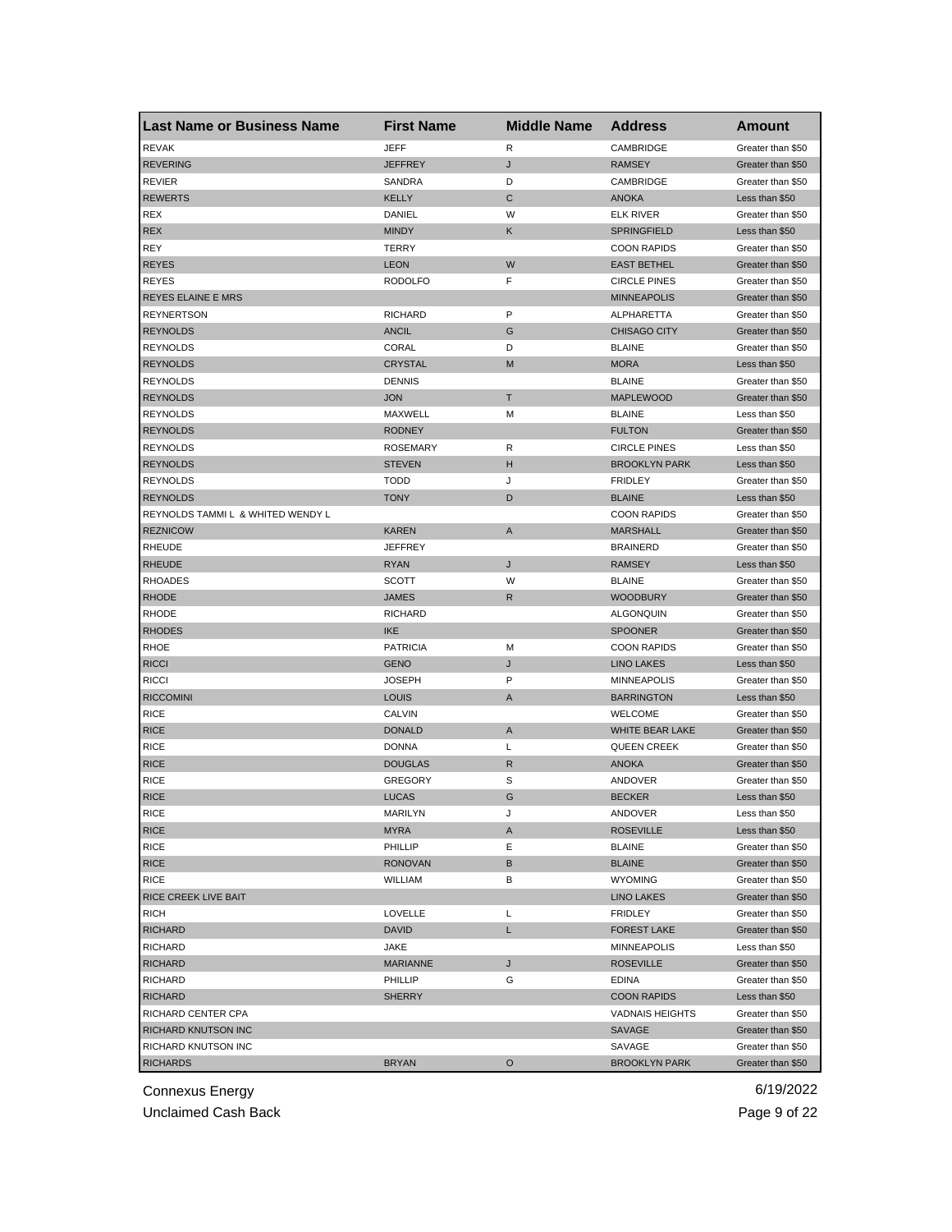| Last Name or Business Name | First Name | Middle Name | Address | Amount |
|---|---|---|---|---|
| REVAK | JEFF | R | CAMBRIDGE | Greater than $50 |
| REVERING | JEFFREY | J | RAMSEY | Greater than $50 |
| REVIER | SANDRA | D | CAMBRIDGE | Greater than $50 |
| REWERTS | KELLY | C | ANOKA | Less than $50 |
| REX | DANIEL | W | ELK RIVER | Greater than $50 |
| REX | MINDY | K | SPRINGFIELD | Less than $50 |
| REY | TERRY | | COON RAPIDS | Greater than $50 |
| REYES | LEON | W | EAST BETHEL | Greater than $50 |
| REYES | RODOLFO | F | CIRCLE PINES | Greater than $50 |
| REYES ELAINE E MRS | | | MINNEAPOLIS | Greater than $50 |
| REYNERTSON | RICHARD | P | ALPHARETTA | Greater than $50 |
| REYNOLDS | ANCIL | G | CHISAGO CITY | Greater than $50 |
| REYNOLDS | CORAL | D | BLAINE | Greater than $50 |
| REYNOLDS | CRYSTAL | M | MORA | Less than $50 |
| REYNOLDS | DENNIS | | BLAINE | Greater than $50 |
| REYNOLDS | JON | T | MAPLEWOOD | Greater than $50 |
| REYNOLDS | MAXWELL | M | BLAINE | Less than $50 |
| REYNOLDS | RODNEY | | FULTON | Greater than $50 |
| REYNOLDS | ROSEMARY | R | CIRCLE PINES | Less than $50 |
| REYNOLDS | STEVEN | H | BROOKLYN PARK | Less than $50 |
| REYNOLDS | TODD | J | FRIDLEY | Greater than $50 |
| REYNOLDS | TONY | D | BLAINE | Less than $50 |
| REYNOLDS TAMMI L & WHITED WENDY L | | | COON RAPIDS | Greater than $50 |
| REZNICOW | KAREN | A | MARSHALL | Greater than $50 |
| RHEUDE | JEFFREY | | BRAINERD | Greater than $50 |
| RHEUDE | RYAN | J | RAMSEY | Less than $50 |
| RHOADES | SCOTT | W | BLAINE | Greater than $50 |
| RHODE | JAMES | R | WOODBURY | Greater than $50 |
| RHODE | RICHARD | | ALGONQUIN | Greater than $50 |
| RHODES | IKE | | SPOONER | Greater than $50 |
| RHOE | PATRICIA | M | COON RAPIDS | Greater than $50 |
| RICCI | GENO | J | LINO LAKES | Less than $50 |
| RICCI | JOSEPH | P | MINNEAPOLIS | Greater than $50 |
| RICCOMINI | LOUIS | A | BARRINGTON | Less than $50 |
| RICE | CALVIN | | WELCOME | Greater than $50 |
| RICE | DONALD | A | WHITE BEAR LAKE | Greater than $50 |
| RICE | DONNA | L | QUEEN CREEK | Greater than $50 |
| RICE | DOUGLAS | R | ANOKA | Greater than $50 |
| RICE | GREGORY | S | ANDOVER | Greater than $50 |
| RICE | LUCAS | G | BECKER | Less than $50 |
| RICE | MARILYN | J | ANDOVER | Less than $50 |
| RICE | MYRA | A | ROSEVILLE | Less than $50 |
| RICE | PHILLIP | E | BLAINE | Greater than $50 |
| RICE | RONOVAN | B | BLAINE | Greater than $50 |
| RICE | WILLIAM | B | WYOMING | Greater than $50 |
| RICE CREEK LIVE BAIT | | | LINO LAKES | Greater than $50 |
| RICH | LOVELLE | L | FRIDLEY | Greater than $50 |
| RICHARD | DAVID | L | FOREST LAKE | Greater than $50 |
| RICHARD | JAKE | | MINNEAPOLIS | Less than $50 |
| RICHARD | MARIANNE | J | ROSEVILLE | Greater than $50 |
| RICHARD | PHILLIP | G | EDINA | Greater than $50 |
| RICHARD | SHERRY | | COON RAPIDS | Less than $50 |
| RICHARD CENTER CPA | | | VADNAIS HEIGHTS | Greater than $50 |
| RICHARD KNUTSON INC | | | SAVAGE | Greater than $50 |
| RICHARD KNUTSON INC | | | SAVAGE | Greater than $50 |
| RICHARDS | BRYAN | O | BROOKLYN PARK | Greater than $50 |

Connexus Energy
Unclaimed Cash Back

6/19/2022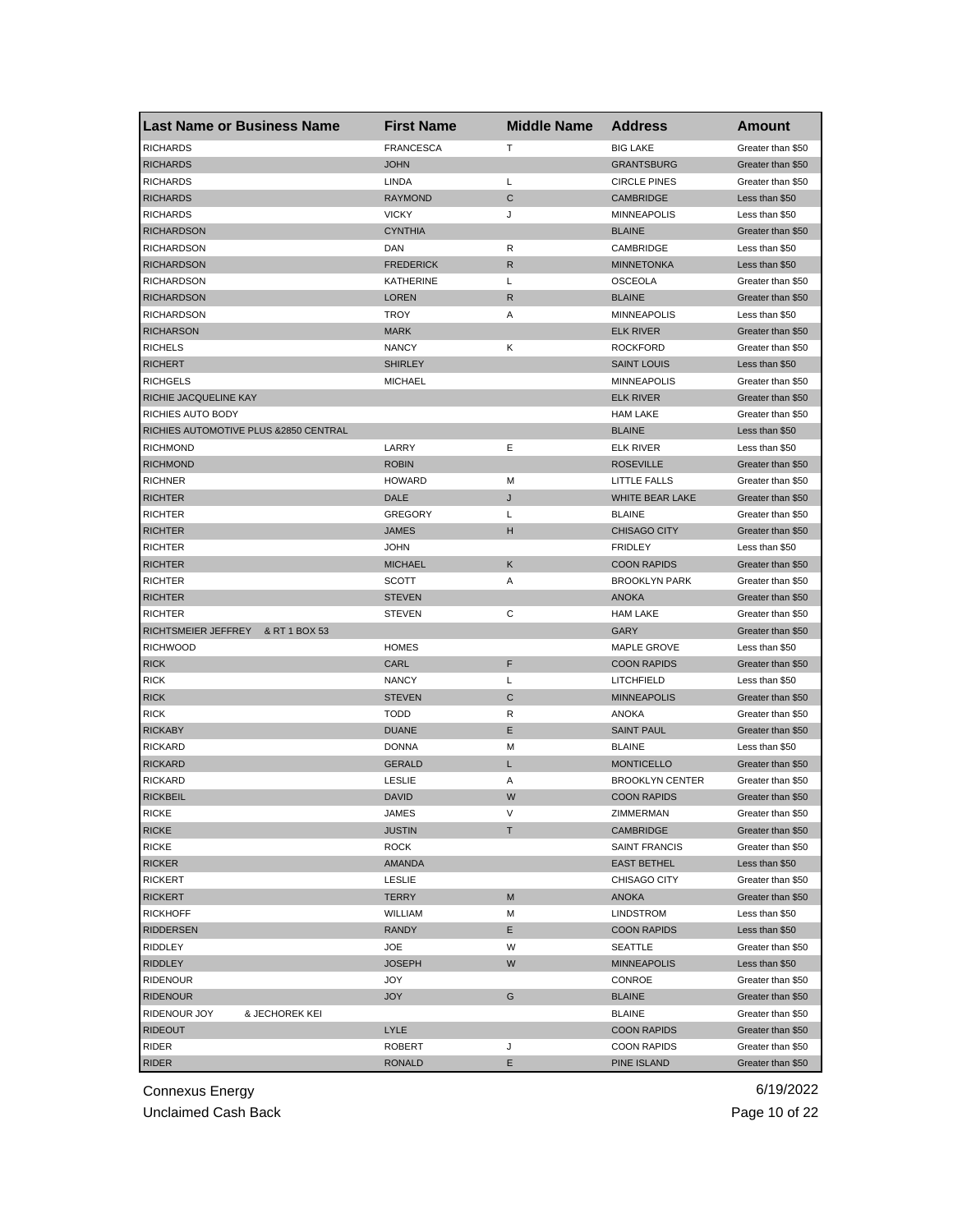| Last Name or Business Name | First Name | Middle Name | Address | Amount |
|---|---|---|---|---|
| RICHARDS | FRANCESCA | T | BIG LAKE | Greater than $50 |
| RICHARDS | JOHN | | GRANTSBURG | Greater than $50 |
| RICHARDS | LINDA | L | CIRCLE PINES | Greater than $50 |
| RICHARDS | RAYMOND | C | CAMBRIDGE | Less than $50 |
| RICHARDS | VICKY | J | MINNEAPOLIS | Less than $50 |
| RICHARDSON | CYNTHIA | | BLAINE | Greater than $50 |
| RICHARDSON | DAN | R | CAMBRIDGE | Less than $50 |
| RICHARDSON | FREDERICK | R | MINNETONKA | Less than $50 |
| RICHARDSON | KATHERINE | L | OSCEOLA | Greater than $50 |
| RICHARDSON | LOREN | R | BLAINE | Greater than $50 |
| RICHARDSON | TROY | A | MINNEAPOLIS | Less than $50 |
| RICHARSON | MARK | | ELK RIVER | Greater than $50 |
| RICHELS | NANCY | K | ROCKFORD | Greater than $50 |
| RICHERT | SHIRLEY | | SAINT LOUIS | Less than $50 |
| RICHGELS | MICHAEL | | MINNEAPOLIS | Greater than $50 |
| RICHIE JACQUELINE KAY | | | ELK RIVER | Greater than $50 |
| RICHIES AUTO BODY | | | HAM LAKE | Greater than $50 |
| RICHIES AUTOMOTIVE PLUS &2850 CENTRAL | | | BLAINE | Less than $50 |
| RICHMOND | LARRY | E | ELK RIVER | Less than $50 |
| RICHMOND | ROBIN | | ROSEVILLE | Greater than $50 |
| RICHNER | HOWARD | M | LITTLE FALLS | Greater than $50 |
| RICHTER | DALE | J | WHITE BEAR LAKE | Greater than $50 |
| RICHTER | GREGORY | L | BLAINE | Greater than $50 |
| RICHTER | JAMES | H | CHISAGO CITY | Greater than $50 |
| RICHTER | JOHN | | FRIDLEY | Less than $50 |
| RICHTER | MICHAEL | K | COON RAPIDS | Greater than $50 |
| RICHTER | SCOTT | A | BROOKLYN PARK | Greater than $50 |
| RICHTER | STEVEN | | ANOKA | Greater than $50 |
| RICHTER | STEVEN | C | HAM LAKE | Greater than $50 |
| RICHTSMEIER JEFFREY & RT 1 BOX 53 | | | GARY | Greater than $50 |
| RICHWOOD | HOMES | | MAPLE GROVE | Less than $50 |
| RICK | CARL | F | COON RAPIDS | Greater than $50 |
| RICK | NANCY | L | LITCHFIELD | Less than $50 |
| RICK | STEVEN | C | MINNEAPOLIS | Greater than $50 |
| RICK | TODD | R | ANOKA | Greater than $50 |
| RICKABY | DUANE | E | SAINT PAUL | Greater than $50 |
| RICKARD | DONNA | M | BLAINE | Less than $50 |
| RICKARD | GERALD | L | MONTICELLO | Greater than $50 |
| RICKARD | LESLIE | A | BROOKLYN CENTER | Greater than $50 |
| RICKBEIL | DAVID | W | COON RAPIDS | Greater than $50 |
| RICKE | JAMES | V | ZIMMERMAN | Greater than $50 |
| RICKE | JUSTIN | T | CAMBRIDGE | Greater than $50 |
| RICKE | ROCK | | SAINT FRANCIS | Greater than $50 |
| RICKER | AMANDA | | EAST BETHEL | Less than $50 |
| RICKERT | LESLIE | | CHISAGO CITY | Greater than $50 |
| RICKERT | TERRY | M | ANOKA | Greater than $50 |
| RICKHOFF | WILLIAM | M | LINDSTROM | Less than $50 |
| RIDDERSEN | RANDY | E | COON RAPIDS | Less than $50 |
| RIDDLEY | JOE | W | SEATTLE | Greater than $50 |
| RIDDLEY | JOSEPH | W | MINNEAPOLIS | Less than $50 |
| RIDENOUR | JOY | | CONROE | Greater than $50 |
| RIDENOUR | JOY | G | BLAINE | Greater than $50 |
| RIDENOUR JOY & JECHOREK KEI | | | BLAINE | Greater than $50 |
| RIDEOUT | LYLE | | COON RAPIDS | Greater than $50 |
| RIDER | ROBERT | J | COON RAPIDS | Greater than $50 |
| RIDER | RONALD | E | PINE ISLAND | Greater than $50 |

Connexus Energy
Unclaimed Cash Back

6/19/2022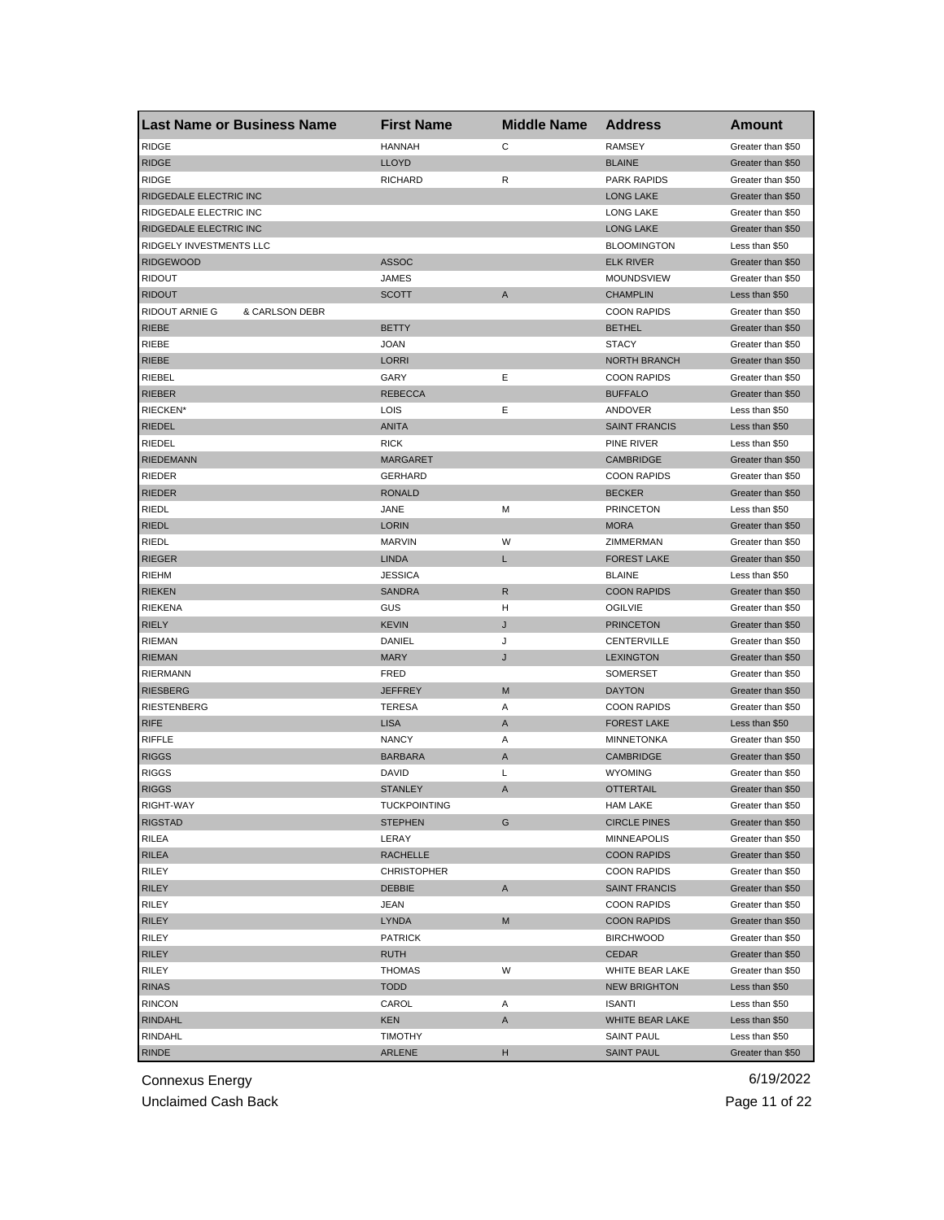| Last Name or Business Name | First Name | Middle Name | Address | Amount |
|---|---|---|---|---|
| RIDGE | HANNAH | C | RAMSEY | Greater than $50 |
| RIDGE | LLOYD | | BLAINE | Greater than $50 |
| RIDGE | RICHARD | R | PARK RAPIDS | Greater than $50 |
| RIDGEDALE ELECTRIC INC | | | LONG LAKE | Greater than $50 |
| RIDGEDALE ELECTRIC INC | | | LONG LAKE | Greater than $50 |
| RIDGEDALE ELECTRIC INC | | | LONG LAKE | Greater than $50 |
| RIDGELY INVESTMENTS LLC | | | BLOOMINGTON | Less than $50 |
| RIDGEWOOD | ASSOC | | ELK RIVER | Greater than $50 |
| RIDOUT | JAMES | | MOUNDSVIEW | Greater than $50 |
| RIDOUT | SCOTT | A | CHAMPLIN | Less than $50 |
| RIDOUT ARNIE G & CARLSON DEBR | | | COON RAPIDS | Greater than $50 |
| RIEBE | BETTY | | BETHEL | Greater than $50 |
| RIEBE | JOAN | | STACY | Greater than $50 |
| RIEBE | LORRI | | NORTH BRANCH | Greater than $50 |
| RIEBEL | GARY | E | COON RAPIDS | Greater than $50 |
| RIEBER | REBECCA | | BUFFALO | Greater than $50 |
| RIECKEN* | LOIS | E | ANDOVER | Less than $50 |
| RIEDEL | ANITA | | SAINT FRANCIS | Less than $50 |
| RIEDEL | RICK | | PINE RIVER | Less than $50 |
| RIEDEMANN | MARGARET | | CAMBRIDGE | Greater than $50 |
| RIEDER | GERHARD | | COON RAPIDS | Greater than $50 |
| RIEDER | RONALD | | BECKER | Greater than $50 |
| RIEDL | JANE | M | PRINCETON | Less than $50 |
| RIEDL | LORIN | | MORA | Greater than $50 |
| RIEDL | MARVIN | W | ZIMMERMAN | Greater than $50 |
| RIEGER | LINDA | L | FOREST LAKE | Greater than $50 |
| RIEHM | JESSICA | | BLAINE | Less than $50 |
| RIEKEN | SANDRA | R | COON RAPIDS | Greater than $50 |
| RIEKENA | GUS | H | OGILVIE | Greater than $50 |
| RIELY | KEVIN | J | PRINCETON | Greater than $50 |
| RIEMAN | DANIEL | J | CENTERVILLE | Greater than $50 |
| RIEMAN | MARY | J | LEXINGTON | Greater than $50 |
| RIERMANN | FRED | | SOMERSET | Greater than $50 |
| RIESBERG | JEFFREY | M | DAYTON | Greater than $50 |
| RIESTENBERG | TERESA | A | COON RAPIDS | Greater than $50 |
| RIFE | LISA | A | FOREST LAKE | Less than $50 |
| RIFFLE | NANCY | A | MINNETONKA | Greater than $50 |
| RIGGS | BARBARA | A | CAMBRIDGE | Greater than $50 |
| RIGGS | DAVID | L | WYOMING | Greater than $50 |
| RIGGS | STANLEY | A | OTTERTAIL | Greater than $50 |
| RIGHT-WAY | TUCKPOINTING | | HAM LAKE | Greater than $50 |
| RIGSTAD | STEPHEN | G | CIRCLE PINES | Greater than $50 |
| RILEA | LERAY | | MINNEAPOLIS | Greater than $50 |
| RILEA | RACHELLE | | COON RAPIDS | Greater than $50 |
| RILEY | CHRISTOPHER | | COON RAPIDS | Greater than $50 |
| RILEY | DEBBIE | A | SAINT FRANCIS | Greater than $50 |
| RILEY | JEAN | | COON RAPIDS | Greater than $50 |
| RILEY | LYNDA | M | COON RAPIDS | Greater than $50 |
| RILEY | PATRICK | | BIRCHWOOD | Greater than $50 |
| RILEY | RUTH | | CEDAR | Greater than $50 |
| RILEY | THOMAS | W | WHITE BEAR LAKE | Greater than $50 |
| RINAS | TODD | | NEW BRIGHTON | Less than $50 |
| RINCON | CAROL | A | ISANTI | Less than $50 |
| RINDAHL | KEN | A | WHITE BEAR LAKE | Less than $50 |
| RINDAHL | TIMOTHY | | SAINT PAUL | Less than $50 |
| RINDE | ARLENE | H | SAINT PAUL | Greater than $50 |

Connexus Energy
Unclaimed Cash Back

6/19/2022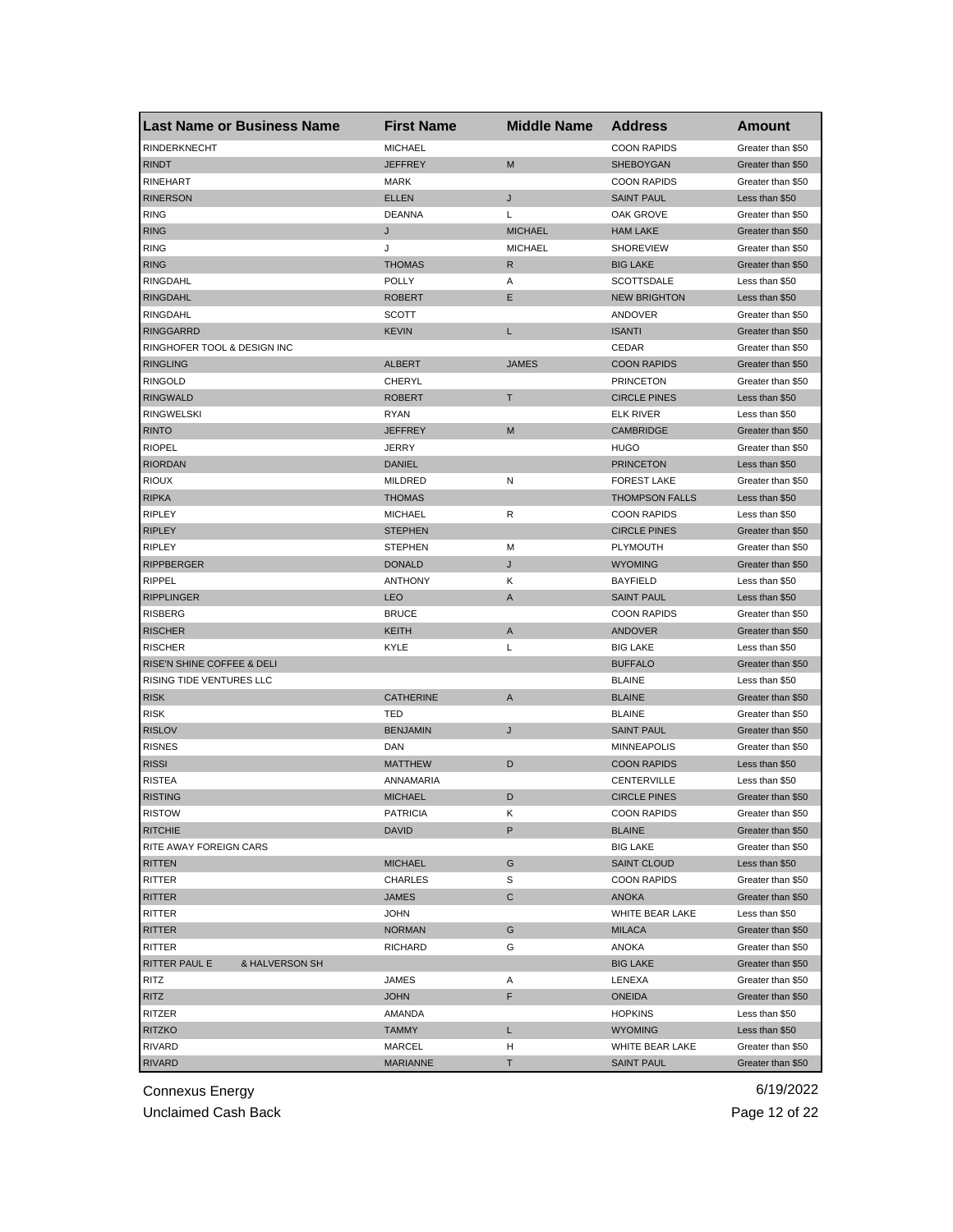| Last Name or Business Name | First Name | Middle Name | Address | Amount |
|---|---|---|---|---|
| RINDERKNECHT | MICHAEL | | COON RAPIDS | Greater than $50 |
| RINDT | JEFFREY | M | SHEBOYGAN | Greater than $50 |
| RINEHART | MARK | | COON RAPIDS | Greater than $50 |
| RINERSON | ELLEN | J | SAINT PAUL | Less than $50 |
| RING | DEANNA | L | OAK GROVE | Greater than $50 |
| RING | J | MICHAEL | HAM LAKE | Greater than $50 |
| RING | J | MICHAEL | SHOREVIEW | Greater than $50 |
| RING | THOMAS | R | BIG LAKE | Greater than $50 |
| RINGDAHL | POLLY | A | SCOTTSDALE | Less than $50 |
| RINGDAHL | ROBERT | E | NEW BRIGHTON | Less than $50 |
| RINGDAHL | SCOTT | | ANDOVER | Greater than $50 |
| RINGGARRD | KEVIN | L | ISANTI | Greater than $50 |
| RINGHOFER TOOL & DESIGN INC | | | CEDAR | Greater than $50 |
| RINGLING | ALBERT | JAMES | COON RAPIDS | Greater than $50 |
| RINGOLD | CHERYL | | PRINCETON | Greater than $50 |
| RINGWALD | ROBERT | T | CIRCLE PINES | Less than $50 |
| RINGWELSKI | RYAN | | ELK RIVER | Less than $50 |
| RINTO | JEFFREY | M | CAMBRIDGE | Greater than $50 |
| RIOPEL | JERRY | | HUGO | Greater than $50 |
| RIORDAN | DANIEL | | PRINCETON | Less than $50 |
| RIOUX | MILDRED | N | FOREST LAKE | Greater than $50 |
| RIPKA | THOMAS | | THOMPSON FALLS | Less than $50 |
| RIPLEY | MICHAEL | R | COON RAPIDS | Less than $50 |
| RIPLEY | STEPHEN | | CIRCLE PINES | Greater than $50 |
| RIPLEY | STEPHEN | M | PLYMOUTH | Greater than $50 |
| RIPPBERGER | DONALD | J | WYOMING | Greater than $50 |
| RIPPEL | ANTHONY | K | BAYFIELD | Less than $50 |
| RIPPLINGER | LEO | A | SAINT PAUL | Less than $50 |
| RISBERG | BRUCE | | COON RAPIDS | Greater than $50 |
| RISCHER | KEITH | A | ANDOVER | Greater than $50 |
| RISCHER | KYLE | L | BIG LAKE | Less than $50 |
| RISE'N SHINE COFFEE & DELI | | | BUFFALO | Greater than $50 |
| RISING TIDE VENTURES LLC | | | BLAINE | Less than $50 |
| RISK | CATHERINE | A | BLAINE | Greater than $50 |
| RISK | TED | | BLAINE | Greater than $50 |
| RISLOV | BENJAMIN | J | SAINT PAUL | Greater than $50 |
| RISNES | DAN | | MINNEAPOLIS | Greater than $50 |
| RISSI | MATTHEW | D | COON RAPIDS | Less than $50 |
| RISTEA | ANNAMARIA | | CENTERVILLE | Less than $50 |
| RISTING | MICHAEL | D | CIRCLE PINES | Greater than $50 |
| RISTOW | PATRICIA | K | COON RAPIDS | Greater than $50 |
| RITCHIE | DAVID | P | BLAINE | Greater than $50 |
| RITE AWAY FOREIGN CARS | | | BIG LAKE | Greater than $50 |
| RITTEN | MICHAEL | G | SAINT CLOUD | Less than $50 |
| RITTER | CHARLES | S | COON RAPIDS | Greater than $50 |
| RITTER | JAMES | C | ANOKA | Greater than $50 |
| RITTER | JOHN | | WHITE BEAR LAKE | Less than $50 |
| RITTER | NORMAN | G | MILACA | Greater than $50 |
| RITTER | RICHARD | G | ANOKA | Greater than $50 |
| RITTER PAUL E & HALVERSON SH | | | BIG LAKE | Greater than $50 |
| RITZ | JAMES | A | LENEXA | Greater than $50 |
| RITZ | JOHN | F | ONEIDA | Greater than $50 |
| RITZER | AMANDA | | HOPKINS | Less than $50 |
| RITZKO | TAMMY | L | WYOMING | Less than $50 |
| RIVARD | MARCEL | H | WHITE BEAR LAKE | Greater than $50 |
| RIVARD | MARIANNE | T | SAINT PAUL | Greater than $50 |

Connexus Energy
Unclaimed Cash Back

6/19/2022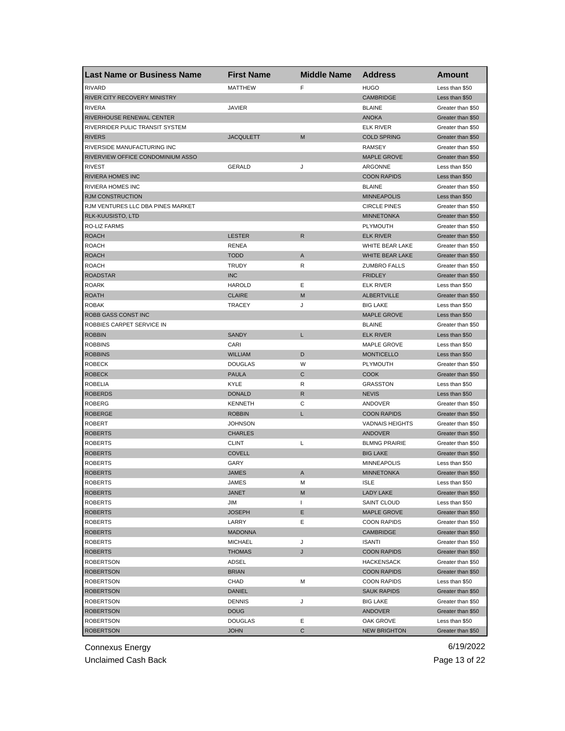| Last Name or Business Name | First Name | Middle Name | Address | Amount |
|---|---|---|---|---|
| RIVARD | MATTHEW | F | HUGO | Less than $50 |
| RIVER CITY RECOVERY MINISTRY | | | CAMBRIDGE | Less than $50 |
| RIVERA | JAVIER | | BLAINE | Greater than $50 |
| RIVERHOUSE RENEWAL CENTER | | | ANOKA | Greater than $50 |
| RIVERRIDER PULIC TRANSIT SYSTEM | | | ELK RIVER | Greater than $50 |
| RIVERS | JACQULETT | M | COLD SPRING | Greater than $50 |
| RIVERSIDE MANUFACTURING INC | | | RAMSEY | Greater than $50 |
| RIVERVIEW OFFICE CONDOMINIUM ASSO | | | MAPLE GROVE | Greater than $50 |
| RIVEST | GERALD | J | ARGONNE | Less than $50 |
| RIVIERA HOMES INC | | | COON RAPIDS | Less than $50 |
| RIVIERA HOMES INC | | | BLAINE | Greater than $50 |
| RJM CONSTRUCTION | | | MINNEAPOLIS | Less than $50 |
| RJM VENTURES LLC DBA PINES MARKET | | | CIRCLE PINES | Greater than $50 |
| RLK-KUUSISTO, LTD | | | MINNETONKA | Greater than $50 |
| RO-LIZ FARMS | | | PLYMOUTH | Greater than $50 |
| ROACH | LESTER | R | ELK RIVER | Greater than $50 |
| ROACH | RENEA | | WHITE BEAR LAKE | Greater than $50 |
| ROACH | TODD | A | WHITE BEAR LAKE | Greater than $50 |
| ROACH | TRUDY | R | ZUMBRO FALLS | Greater than $50 |
| ROADSTAR | INC | | FRIDLEY | Greater than $50 |
| ROARK | HAROLD | E | ELK RIVER | Less than $50 |
| ROATH | CLAIRE | M | ALBERTVILLE | Greater than $50 |
| ROBAK | TRACEY | J | BIG LAKE | Less than $50 |
| ROBB GASS CONST INC | | | MAPLE GROVE | Less than $50 |
| ROBBIES CARPET SERVICE IN | | | BLAINE | Greater than $50 |
| ROBBIN | SANDY | L | ELK RIVER | Less than $50 |
| ROBBINS | CARI | | MAPLE GROVE | Less than $50 |
| ROBBINS | WILLIAM | D | MONTICELLO | Less than $50 |
| ROBECK | DOUGLAS | W | PLYMOUTH | Greater than $50 |
| ROBECK | PAULA | C | COOK | Greater than $50 |
| ROBELIA | KYLE | R | GRASSTON | Less than $50 |
| ROBERDS | DONALD | R | NEVIS | Less than $50 |
| ROBERG | KENNETH | C | ANDOVER | Greater than $50 |
| ROBERGE | ROBBIN | L | COON RAPIDS | Greater than $50 |
| ROBERT | JOHNSON | | VADNAIS HEIGHTS | Greater than $50 |
| ROBERTS | CHARLES | | ANDOVER | Greater than $50 |
| ROBERTS | CLINT | L | BLMNG PRAIRIE | Greater than $50 |
| ROBERTS | COVELL | | BIG LAKE | Greater than $50 |
| ROBERTS | GARY | | MINNEAPOLIS | Less than $50 |
| ROBERTS | JAMES | A | MINNETONKA | Greater than $50 |
| ROBERTS | JAMES | M | ISLE | Less than $50 |
| ROBERTS | JANET | M | LADY LAKE | Greater than $50 |
| ROBERTS | JIM | I | SAINT CLOUD | Less than $50 |
| ROBERTS | JOSEPH | E | MAPLE GROVE | Greater than $50 |
| ROBERTS | LARRY | E | COON RAPIDS | Greater than $50 |
| ROBERTS | MADONNA | | CAMBRIDGE | Greater than $50 |
| ROBERTS | MICHAEL | J | ISANTI | Greater than $50 |
| ROBERTS | THOMAS | J | COON RAPIDS | Greater than $50 |
| ROBERTSON | ADSEL | | HACKENSACK | Greater than $50 |
| ROBERTSON | BRIAN | | COON RAPIDS | Greater than $50 |
| ROBERTSON | CHAD | M | COON RAPIDS | Less than $50 |
| ROBERTSON | DANIEL | | SAUK RAPIDS | Greater than $50 |
| ROBERTSON | DENNIS | J | BIG LAKE | Greater than $50 |
| ROBERTSON | DOUG | | ANDOVER | Greater than $50 |
| ROBERTSON | DOUGLAS | E | OAK GROVE | Less than $50 |
| ROBERTSON | JOHN | C | NEW BRIGHTON | Greater than $50 |

Connexus Energy
Unclaimed Cash Back

6/19/2022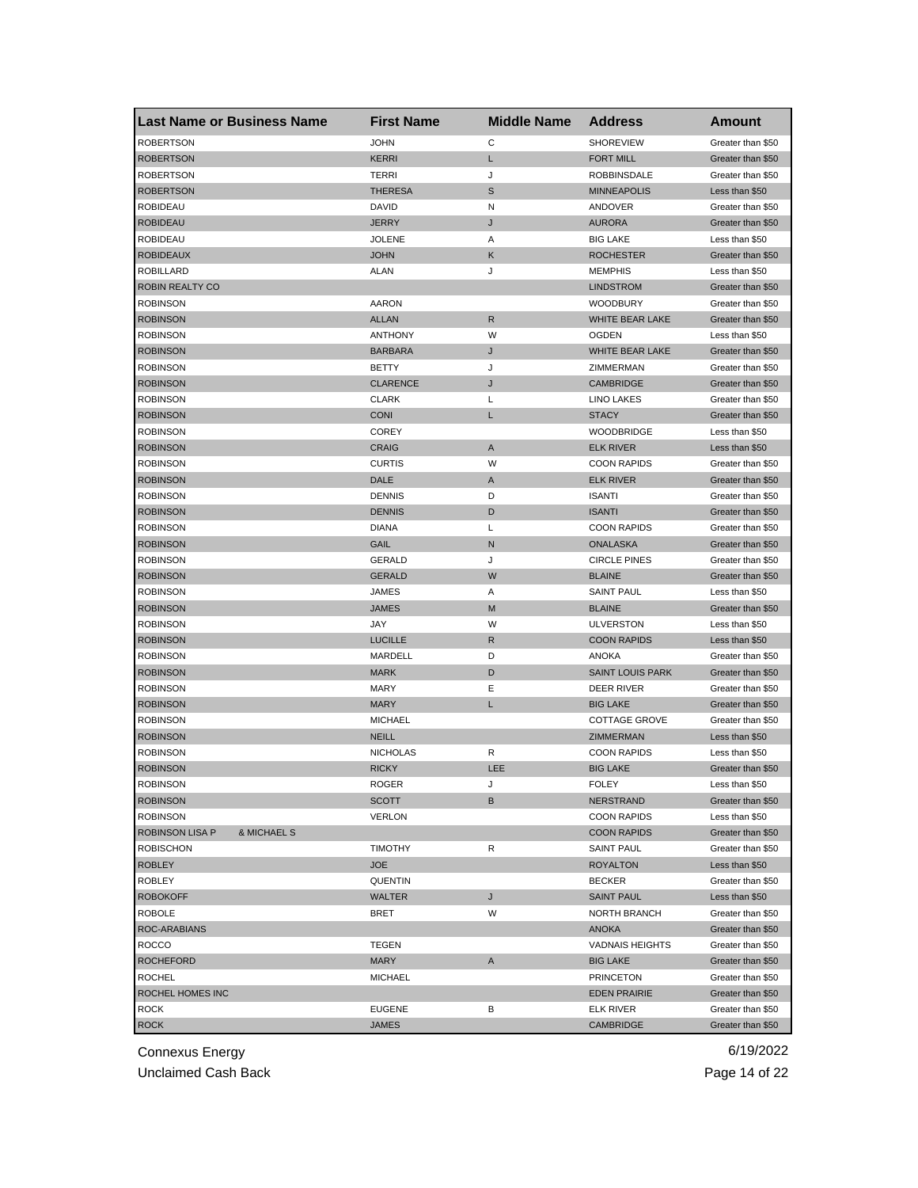| Last Name or Business Name | First Name | Middle Name | Address | Amount |
|---|---|---|---|---|
| ROBERTSON | JOHN | C | SHOREVIEW | Greater than $50 |
| ROBERTSON | KERRI | L | FORT MILL | Greater than $50 |
| ROBERTSON | TERRI | J | ROBBINSDALE | Greater than $50 |
| ROBERTSON | THERESA | S | MINNEAPOLIS | Less than $50 |
| ROBIDEAU | DAVID | N | ANDOVER | Greater than $50 |
| ROBIDEAU | JERRY | J | AURORA | Greater than $50 |
| ROBIDEAU | JOLENE | A | BIG LAKE | Less than $50 |
| ROBIDEAUX | JOHN | K | ROCHESTER | Greater than $50 |
| ROBILLARD | ALAN | J | MEMPHIS | Less than $50 |
| ROBIN REALTY CO | | | LINDSTROM | Greater than $50 |
| ROBINSON | AARON | | WOODBURY | Greater than $50 |
| ROBINSON | ALLAN | R | WHITE BEAR LAKE | Greater than $50 |
| ROBINSON | ANTHONY | W | OGDEN | Less than $50 |
| ROBINSON | BARBARA | J | WHITE BEAR LAKE | Greater than $50 |
| ROBINSON | BETTY | J | ZIMMERMAN | Greater than $50 |
| ROBINSON | CLARENCE | J | CAMBRIDGE | Greater than $50 |
| ROBINSON | CLARK | L | LINO LAKES | Greater than $50 |
| ROBINSON | CONI | L | STACY | Greater than $50 |
| ROBINSON | COREY | | WOODBRIDGE | Less than $50 |
| ROBINSON | CRAIG | A | ELK RIVER | Less than $50 |
| ROBINSON | CURTIS | W | COON RAPIDS | Greater than $50 |
| ROBINSON | DALE | A | ELK RIVER | Greater than $50 |
| ROBINSON | DENNIS | D | ISANTI | Greater than $50 |
| ROBINSON | DENNIS | D | ISANTI | Greater than $50 |
| ROBINSON | DIANA | L | COON RAPIDS | Greater than $50 |
| ROBINSON | GAIL | N | ONALASKA | Greater than $50 |
| ROBINSON | GERALD | J | CIRCLE PINES | Greater than $50 |
| ROBINSON | GERALD | W | BLAINE | Greater than $50 |
| ROBINSON | JAMES | A | SAINT PAUL | Less than $50 |
| ROBINSON | JAMES | M | BLAINE | Greater than $50 |
| ROBINSON | JAY | W | ULVERSTON | Less than $50 |
| ROBINSON | LUCILLE | R | COON RAPIDS | Less than $50 |
| ROBINSON | MARDELL | D | ANOKA | Greater than $50 |
| ROBINSON | MARK | D | SAINT LOUIS PARK | Greater than $50 |
| ROBINSON | MARY | E | DEER RIVER | Greater than $50 |
| ROBINSON | MARY | L | BIG LAKE | Greater than $50 |
| ROBINSON | MICHAEL | | COTTAGE GROVE | Greater than $50 |
| ROBINSON | NEILL | | ZIMMERMAN | Less than $50 |
| ROBINSON | NICHOLAS | R | COON RAPIDS | Less than $50 |
| ROBINSON | RICKY | LEE | BIG LAKE | Greater than $50 |
| ROBINSON | ROGER | J | FOLEY | Less than $50 |
| ROBINSON | SCOTT | B | NERSTRAND | Greater than $50 |
| ROBINSON | VERLON | | COON RAPIDS | Less than $50 |
| ROBINSON LISA P & MICHAEL S | | | COON RAPIDS | Greater than $50 |
| ROBISCHON | TIMOTHY | R | SAINT PAUL | Greater than $50 |
| ROBLEY | JOE | | ROYALTON | Less than $50 |
| ROBLEY | QUENTIN | | BECKER | Greater than $50 |
| ROBOKOFF | WALTER | J | SAINT PAUL | Less than $50 |
| ROBOLE | BRET | W | NORTH BRANCH | Greater than $50 |
| ROC-ARABIANS | | | ANOKA | Greater than $50 |
| ROCCO | TEGEN | | VADNAIS HEIGHTS | Greater than $50 |
| ROCHEFORD | MARY | A | BIG LAKE | Greater than $50 |
| ROCHEL | MICHAEL | | PRINCETON | Greater than $50 |
| ROCHEL HOMES INC | | | EDEN PRAIRIE | Greater than $50 |
| ROCK | EUGENE | B | ELK RIVER | Greater than $50 |
| ROCK | JAMES | | CAMBRIDGE | Greater than $50 |

Connexus Energy
Unclaimed Cash Back

6/19/2022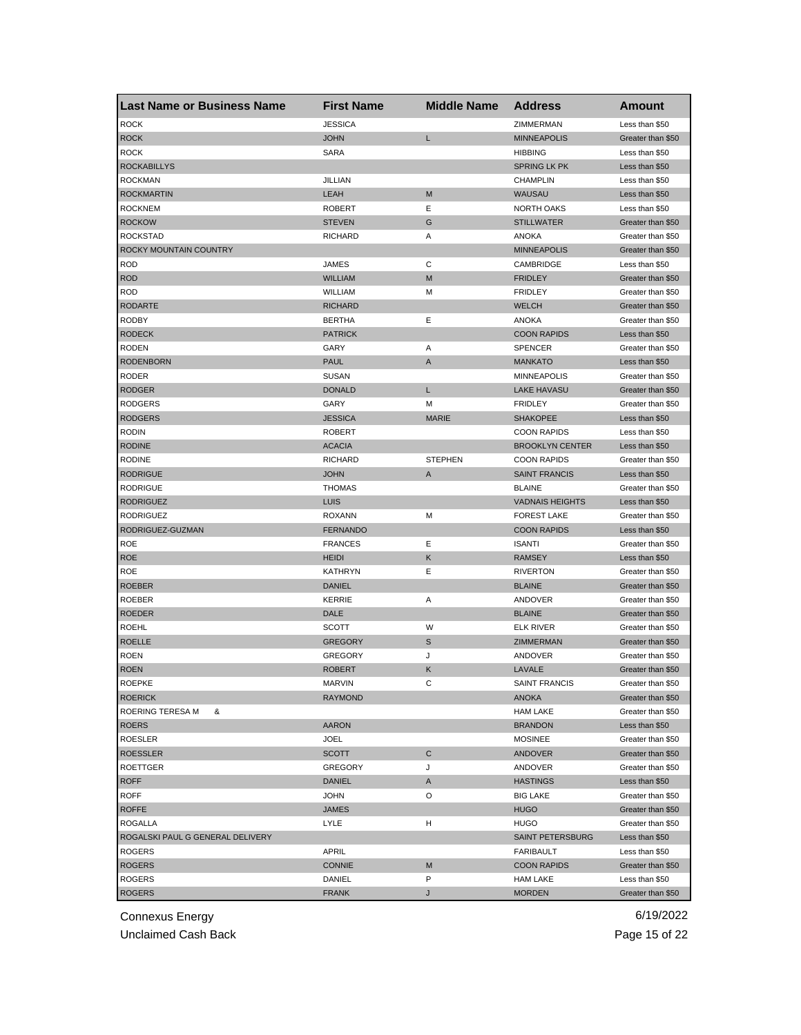| Last Name or Business Name | First Name | Middle Name | Address | Amount |
| --- | --- | --- | --- | --- |
| ROCK | JESSICA | | ZIMMERMAN | Less than $50 |
| ROCK | JOHN | L | MINNEAPOLIS | Greater than $50 |
| ROCK | SARA | | HIBBING | Less than $50 |
| ROCKABILLYS | | | SPRING LK PK | Less than $50 |
| ROCKMAN | JILLIAN | | CHAMPLIN | Less than $50 |
| ROCKMARTIN | LEAH | M | WAUSAU | Less than $50 |
| ROCKNEM | ROBERT | E | NORTH OAKS | Less than $50 |
| ROCKOW | STEVEN | G | STILLWATER | Greater than $50 |
| ROCKSTAD | RICHARD | A | ANOKA | Greater than $50 |
| ROCKY MOUNTAIN COUNTRY | | | MINNEAPOLIS | Greater than $50 |
| ROD | JAMES | C | CAMBRIDGE | Less than $50 |
| ROD | WILLIAM | M | FRIDLEY | Greater than $50 |
| ROD | WILLIAM | M | FRIDLEY | Greater than $50 |
| RODARTE | RICHARD | | WELCH | Greater than $50 |
| RODBY | BERTHA | E | ANOKA | Greater than $50 |
| RODECK | PATRICK | | COON RAPIDS | Less than $50 |
| RODEN | GARY | A | SPENCER | Greater than $50 |
| RODENBORN | PAUL | A | MANKATO | Less than $50 |
| RODER | SUSAN | | MINNEAPOLIS | Greater than $50 |
| RODGER | DONALD | L | LAKE HAVASU | Greater than $50 |
| RODGERS | GARY | M | FRIDLEY | Greater than $50 |
| RODGERS | JESSICA | MARIE | SHAKOPEE | Less than $50 |
| RODIN | ROBERT | | COON RAPIDS | Less than $50 |
| RODINE | ACACIA | | BROOKLYN CENTER | Less than $50 |
| RODINE | RICHARD | STEPHEN | COON RAPIDS | Greater than $50 |
| RODRIGUE | JOHN | A | SAINT FRANCIS | Less than $50 |
| RODRIGUE | THOMAS | | BLAINE | Greater than $50 |
| RODRIGUEZ | LUIS | | VADNAIS HEIGHTS | Less than $50 |
| RODRIGUEZ | ROXANN | M | FOREST LAKE | Greater than $50 |
| RODRIGUEZ-GUZMAN | FERNANDO | | COON RAPIDS | Less than $50 |
| ROE | FRANCES | E | ISANTI | Greater than $50 |
| ROE | HEIDI | K | RAMSEY | Less than $50 |
| ROE | KATHRYN | E | RIVERTON | Greater than $50 |
| ROEBER | DANIEL | | BLAINE | Greater than $50 |
| ROEBER | KERRIE | A | ANDOVER | Greater than $50 |
| ROEDER | DALE | | BLAINE | Greater than $50 |
| ROEHL | SCOTT | W | ELK RIVER | Greater than $50 |
| ROELLE | GREGORY | S | ZIMMERMAN | Greater than $50 |
| ROEN | GREGORY | J | ANDOVER | Greater than $50 |
| ROEN | ROBERT | K | LAVALE | Greater than $50 |
| ROEPKE | MARVIN | C | SAINT FRANCIS | Greater than $50 |
| ROERICK | RAYMOND | | ANOKA | Greater than $50 |
| ROERING TERESA M & | | | HAM LAKE | Greater than $50 |
| ROERS | AARON | | BRANDON | Less than $50 |
| ROESLER | JOEL | | MOSINEE | Greater than $50 |
| ROESSLER | SCOTT | C | ANDOVER | Greater than $50 |
| ROETTGER | GREGORY | J | ANDOVER | Greater than $50 |
| ROFF | DANIEL | A | HASTINGS | Less than $50 |
| ROFF | JOHN | O | BIG LAKE | Greater than $50 |
| ROFFE | JAMES | | HUGO | Greater than $50 |
| ROGALLA | LYLE | H | HUGO | Greater than $50 |
| ROGALSKI PAUL G GENERAL DELIVERY | | | SAINT PETERSBURG | Less than $50 |
| ROGERS | APRIL | | FARIBAULT | Less than $50 |
| ROGERS | CONNIE | M | COON RAPIDS | Greater than $50 |
| ROGERS | DANIEL | P | HAM LAKE | Less than $50 |
| ROGERS | FRANK | J | MORDEN | Greater than $50 |

Connexus Energy
Unclaimed Cash Back

6/19/2022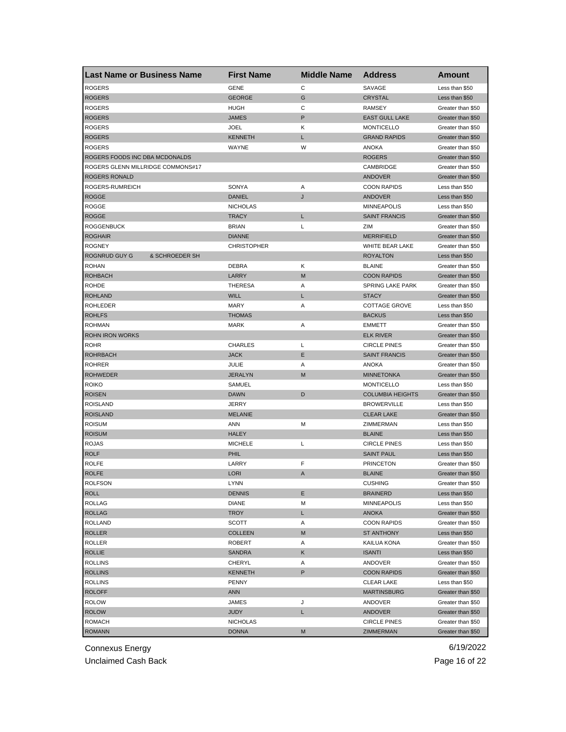| Last Name or Business Name | First Name | Middle Name | Address | Amount |
|---|---|---|---|---|
| ROGERS | GENE | C | SAVAGE | Less than $50 |
| ROGERS | GEORGE | G | CRYSTAL | Less than $50 |
| ROGERS | HUGH | C | RAMSEY | Greater than $50 |
| ROGERS | JAMES | P | EAST GULL LAKE | Greater than $50 |
| ROGERS | JOEL | K | MONTICELLO | Greater than $50 |
| ROGERS | KENNETH | L | GRAND RAPIDS | Greater than $50 |
| ROGERS | WAYNE | W | ANOKA | Greater than $50 |
| ROGERS FOODS INC DBA MCDONALDS | | | ROGERS | Greater than $50 |
| ROGERS GLENN MILLRIDGE COMMONS#17 | | | CAMBRIDGE | Greater than $50 |
| ROGERS RONALD | | | ANDOVER | Greater than $50 |
| ROGERS-RUMREICH | SONYA | A | COON RAPIDS | Less than $50 |
| ROGGE | DANIEL | J | ANDOVER | Less than $50 |
| ROGGE | NICHOLAS | | MINNEAPOLIS | Less than $50 |
| ROGGE | TRACY | L | SAINT FRANCIS | Greater than $50 |
| ROGGENBUCK | BRIAN | L | ZIM | Greater than $50 |
| ROGHAIR | DIANNE | | MERRIFIELD | Greater than $50 |
| ROGNEY | CHRISTOPHER | | WHITE BEAR LAKE | Greater than $50 |
| ROGNRUD GUY G & SCHROEDER SH | | | ROYALTON | Less than $50 |
| ROHAN | DEBRA | K | BLAINE | Greater than $50 |
| ROHBACH | LARRY | M | COON RAPIDS | Greater than $50 |
| ROHDE | THERESA | A | SPRING LAKE PARK | Greater than $50 |
| ROHLAND | WILL | L | STACY | Greater than $50 |
| ROHLEDER | MARY | A | COTTAGE GROVE | Less than $50 |
| ROHLFS | THOMAS | | BACKUS | Less than $50 |
| ROHMAN | MARK | A | EMMETT | Greater than $50 |
| ROHN IRON WORKS | | | ELK RIVER | Greater than $50 |
| ROHR | CHARLES | L | CIRCLE PINES | Greater than $50 |
| ROHRBACH | JACK | E | SAINT FRANCIS | Greater than $50 |
| ROHRER | JULIE | A | ANOKA | Greater than $50 |
| ROHWEDER | JERALYN | M | MINNETONKA | Greater than $50 |
| ROIKO | SAMUEL | | MONTICELLO | Less than $50 |
| ROISEN | DAWN | D | COLUMBIA HEIGHTS | Greater than $50 |
| ROISLAND | JERRY | | BROWERVILLE | Less than $50 |
| ROISLAND | MELANIE | | CLEAR LAKE | Greater than $50 |
| ROISUM | ANN | M | ZIMMERMAN | Less than $50 |
| ROISUM | HALEY | | BLAINE | Less than $50 |
| ROJAS | MICHELE | L | CIRCLE PINES | Less than $50 |
| ROLF | PHIL | | SAINT PAUL | Less than $50 |
| ROLFE | LARRY | F | PRINCETON | Greater than $50 |
| ROLFE | LORI | A | BLAINE | Greater than $50 |
| ROLFSON | LYNN | | CUSHING | Greater than $50 |
| ROLL | DENNIS | E | BRAINERD | Less than $50 |
| ROLLAG | DIANE | M | MINNEAPOLIS | Less than $50 |
| ROLLAG | TROY | L | ANOKA | Greater than $50 |
| ROLLAND | SCOTT | A | COON RAPIDS | Greater than $50 |
| ROLLER | COLLEEN | M | ST ANTHONY | Less than $50 |
| ROLLER | ROBERT | A | KAILUA KONA | Greater than $50 |
| ROLLIE | SANDRA | K | ISANTI | Less than $50 |
| ROLLINS | CHERYL | A | ANDOVER | Greater than $50 |
| ROLLINS | KENNETH | P | COON RAPIDS | Greater than $50 |
| ROLLINS | PENNY | | CLEAR LAKE | Less than $50 |
| ROLOFF | ANN | | MARTINSBURG | Greater than $50 |
| ROLOW | JAMES | J | ANDOVER | Greater than $50 |
| ROLOW | JUDY | L | ANDOVER | Greater than $50 |
| ROMACH | NICHOLAS | | CIRCLE PINES | Greater than $50 |
| ROMANN | DONNA | M | ZIMMERMAN | Greater than $50 |

Connexus Energy
Unclaimed Cash Back

6/19/2022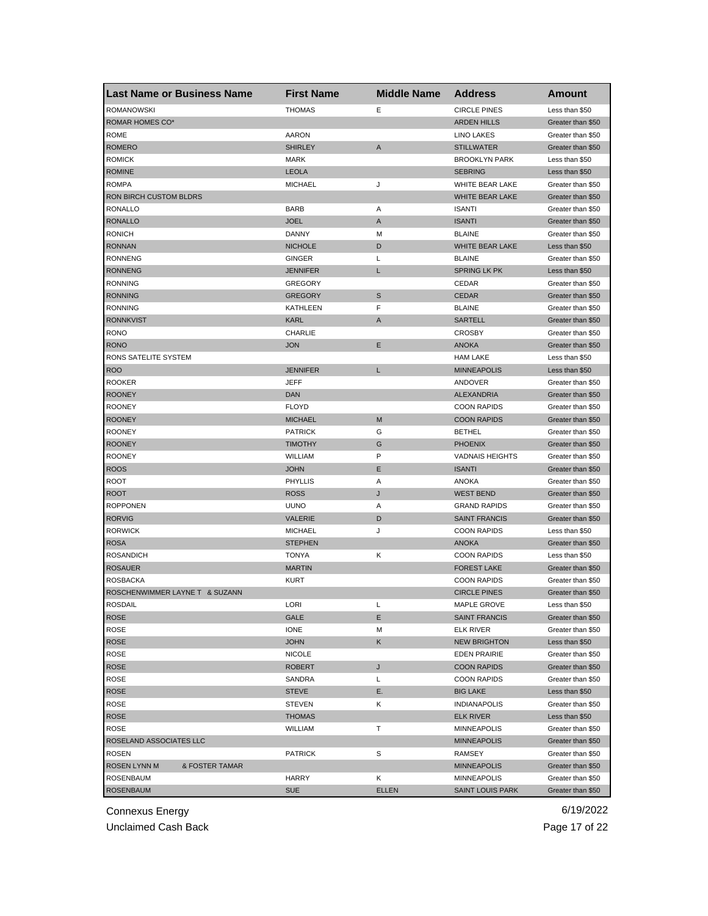| Last Name or Business Name | First Name | Middle Name | Address | Amount |
|---|---|---|---|---|
| ROMANOWSKI | THOMAS | E | CIRCLE PINES | Less than $50 |
| ROMAR HOMES CO* | | | ARDEN HILLS | Greater than $50 |
| ROME | AARON | | LINO LAKES | Greater than $50 |
| ROMERO | SHIRLEY | A | STILLWATER | Greater than $50 |
| ROMICK | MARK | | BROOKLYN PARK | Less than $50 |
| ROMINE | LEOLA | | SEBRING | Less than $50 |
| ROMPA | MICHAEL | J | WHITE BEAR LAKE | Greater than $50 |
| RON BIRCH CUSTOM BLDRS | | | WHITE BEAR LAKE | Greater than $50 |
| RONALLO | BARB | A | ISANTI | Greater than $50 |
| RONALLO | JOEL | A | ISANTI | Greater than $50 |
| RONICH | DANNY | M | BLAINE | Greater than $50 |
| RONNAN | NICHOLE | D | WHITE BEAR LAKE | Less than $50 |
| RONNENG | GINGER | L | BLAINE | Greater than $50 |
| RONNENG | JENNIFER | L | SPRING LK PK | Less than $50 |
| RONNING | GREGORY | | CEDAR | Greater than $50 |
| RONNING | GREGORY | S | CEDAR | Greater than $50 |
| RONNING | KATHLEEN | F | BLAINE | Greater than $50 |
| RONNKVIST | KARL | A | SARTELL | Greater than $50 |
| RONO | CHARLIE | | CROSBY | Greater than $50 |
| RONO | JON | E | ANOKA | Greater than $50 |
| RONS SATELITE SYSTEM | | | HAM LAKE | Less than $50 |
| ROO | JENNIFER | L | MINNEAPOLIS | Less than $50 |
| ROOKER | JEFF | | ANDOVER | Greater than $50 |
| ROONEY | DAN | | ALEXANDRIA | Greater than $50 |
| ROONEY | FLOYD | | COON RAPIDS | Greater than $50 |
| ROONEY | MICHAEL | M | COON RAPIDS | Greater than $50 |
| ROONEY | PATRICK | G | BETHEL | Greater than $50 |
| ROONEY | TIMOTHY | G | PHOENIX | Greater than $50 |
| ROONEY | WILLIAM | P | VADNAIS HEIGHTS | Greater than $50 |
| ROOS | JOHN | E | ISANTI | Greater than $50 |
| ROOT | PHYLLIS | A | ANOKA | Greater than $50 |
| ROOT | ROSS | J | WEST BEND | Greater than $50 |
| ROPPONEN | UUNO | A | GRAND RAPIDS | Greater than $50 |
| RORVIG | VALERIE | D | SAINT FRANCIS | Greater than $50 |
| RORWICK | MICHAEL | J | COON RAPIDS | Less than $50 |
| ROSA | STEPHEN | | ANOKA | Greater than $50 |
| ROSANDICH | TONYA | K | COON RAPIDS | Less than $50 |
| ROSAUER | MARTIN | | FOREST LAKE | Greater than $50 |
| ROSBACKA | KURT | | COON RAPIDS | Greater than $50 |
| ROSCHENWIMMER LAYNE T & SUZANN | | | CIRCLE PINES | Greater than $50 |
| ROSDAIL | LORI | L | MAPLE GROVE | Less than $50 |
| ROSE | GALE | E | SAINT FRANCIS | Greater than $50 |
| ROSE | IONE | M | ELK RIVER | Greater than $50 |
| ROSE | JOHN | K | NEW BRIGHTON | Less than $50 |
| ROSE | NICOLE | | EDEN PRAIRIE | Greater than $50 |
| ROSE | ROBERT | J | COON RAPIDS | Greater than $50 |
| ROSE | SANDRA | L | COON RAPIDS | Greater than $50 |
| ROSE | STEVE | E. | BIG LAKE | Less than $50 |
| ROSE | STEVEN | K | INDIANAPOLIS | Greater than $50 |
| ROSE | THOMAS | | ELK RIVER | Less than $50 |
| ROSE | WILLIAM | T | MINNEAPOLIS | Greater than $50 |
| ROSELAND ASSOCIATES LLC | | | MINNEAPOLIS | Greater than $50 |
| ROSEN | PATRICK | S | RAMSEY | Greater than $50 |
| ROSEN LYNN M & FOSTER TAMAR | | | MINNEAPOLIS | Greater than $50 |
| ROSENBAUM | HARRY | K | MINNEAPOLIS | Greater than $50 |
| ROSENBAUM | SUE | ELLEN | SAINT LOUIS PARK | Greater than $50 |

Connexus Energy
Unclaimed Cash Back
6/19/2022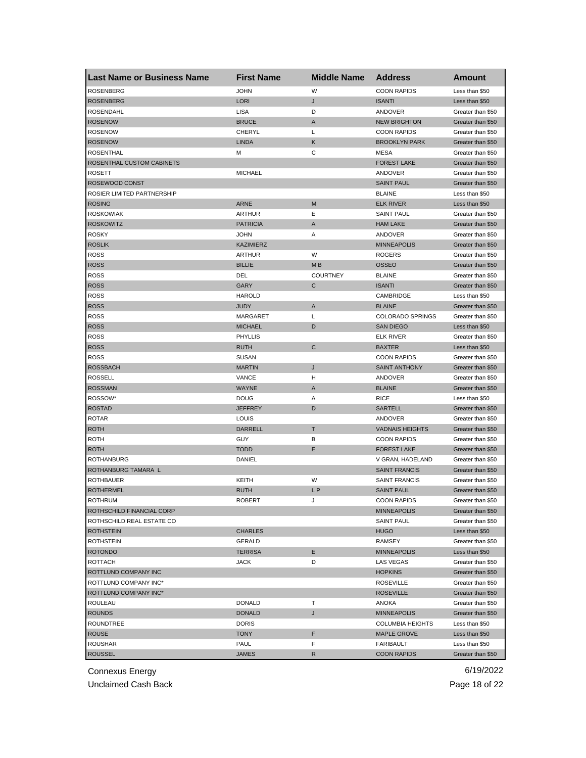| Last Name or Business Name | First Name | Middle Name | Address | Amount |
|---|---|---|---|---|
| ROSENBERG | JOHN | W | COON RAPIDS | Less than $50 |
| ROSENBERG | LORI | J | ISANTI | Less than $50 |
| ROSENDAHL | LISA | D | ANDOVER | Greater than $50 |
| ROSENOW | BRUCE | A | NEW BRIGHTON | Greater than $50 |
| ROSENOW | CHERYL | L | COON RAPIDS | Greater than $50 |
| ROSENOW | LINDA | K | BROOKLYN PARK | Greater than $50 |
| ROSENTHAL | M | C | MESA | Greater than $50 |
| ROSENTHAL CUSTOM CABINETS | | | FOREST LAKE | Greater than $50 |
| ROSETT | MICHAEL | | ANDOVER | Greater than $50 |
| ROSEWOOD CONST | | | SAINT PAUL | Greater than $50 |
| ROSIER LIMITED PARTNERSHIP | | | BLAINE | Less than $50 |
| ROSING | ARNE | M | ELK RIVER | Less than $50 |
| ROSKOWIAK | ARTHUR | E | SAINT PAUL | Greater than $50 |
| ROSKOWITZ | PATRICIA | A | HAM LAKE | Greater than $50 |
| ROSKY | JOHN | A | ANDOVER | Greater than $50 |
| ROSLIK | KAZIMIERZ | | MINNEAPOLIS | Greater than $50 |
| ROSS | ARTHUR | W | ROGERS | Greater than $50 |
| ROSS | BILLIE | M B | OSSEO | Greater than $50 |
| ROSS | DEL | COURTNEY | BLAINE | Greater than $50 |
| ROSS | GARY | C | ISANTI | Greater than $50 |
| ROSS | HAROLD | | CAMBRIDGE | Less than $50 |
| ROSS | JUDY | A | BLAINE | Greater than $50 |
| ROSS | MARGARET | L | COLORADO SPRINGS | Greater than $50 |
| ROSS | MICHAEL | D | SAN DIEGO | Less than $50 |
| ROSS | PHYLLIS | | ELK RIVER | Greater than $50 |
| ROSS | RUTH | C | BAXTER | Less than $50 |
| ROSS | SUSAN | | COON RAPIDS | Greater than $50 |
| ROSSBACH | MARTIN | J | SAINT ANTHONY | Greater than $50 |
| ROSSELL | VANCE | H | ANDOVER | Greater than $50 |
| ROSSMAN | WAYNE | A | BLAINE | Greater than $50 |
| ROSSOW* | DOUG | A | RICE | Less than $50 |
| ROSTAD | JEFFREY | D | SARTELL | Greater than $50 |
| ROTAR | LOUIS | | ANDOVER | Greater than $50 |
| ROTH | DARRELL | T | VADNAIS HEIGHTS | Greater than $50 |
| ROTH | GUY | B | COON RAPIDS | Greater than $50 |
| ROTH | TODD | E | FOREST LAKE | Greater than $50 |
| ROTHANBURG | DANIEL | | V GRAN, HADELAND | Greater than $50 |
| ROTHANBURG TAMARA L | | | SAINT FRANCIS | Greater than $50 |
| ROTHBAUER | KEITH | W | SAINT FRANCIS | Greater than $50 |
| ROTHERMEL | RUTH | L P | SAINT PAUL | Greater than $50 |
| ROTHRUM | ROBERT | J | COON RAPIDS | Greater than $50 |
| ROTHSCHILD FINANCIAL CORP | | | MINNEAPOLIS | Greater than $50 |
| ROTHSCHILD REAL ESTATE CO | | | SAINT PAUL | Greater than $50 |
| ROTHSTEIN | CHARLES | | HUGO | Less than $50 |
| ROTHSTEIN | GERALD | | RAMSEY | Greater than $50 |
| ROTONDO | TERRISA | E | MINNEAPOLIS | Less than $50 |
| ROTTACH | JACK | D | LAS VEGAS | Greater than $50 |
| ROTTLUND COMPANY INC | | | HOPKINS | Greater than $50 |
| ROTTLUND COMPANY INC* | | | ROSEVILLE | Greater than $50 |
| ROTTLUND COMPANY INC* | | | ROSEVILLE | Greater than $50 |
| ROULEAU | DONALD | T | ANOKA | Greater than $50 |
| ROUNDS | DONALD | J | MINNEAPOLIS | Greater than $50 |
| ROUNDTREE | DORIS | | COLUMBIA HEIGHTS | Less than $50 |
| ROUSE | TONY | F | MAPLE GROVE | Less than $50 |
| ROUSHAR | PAUL | F | FARIBAULT | Less than $50 |
| ROUSSEL | JAMES | R | COON RAPIDS | Greater than $50 |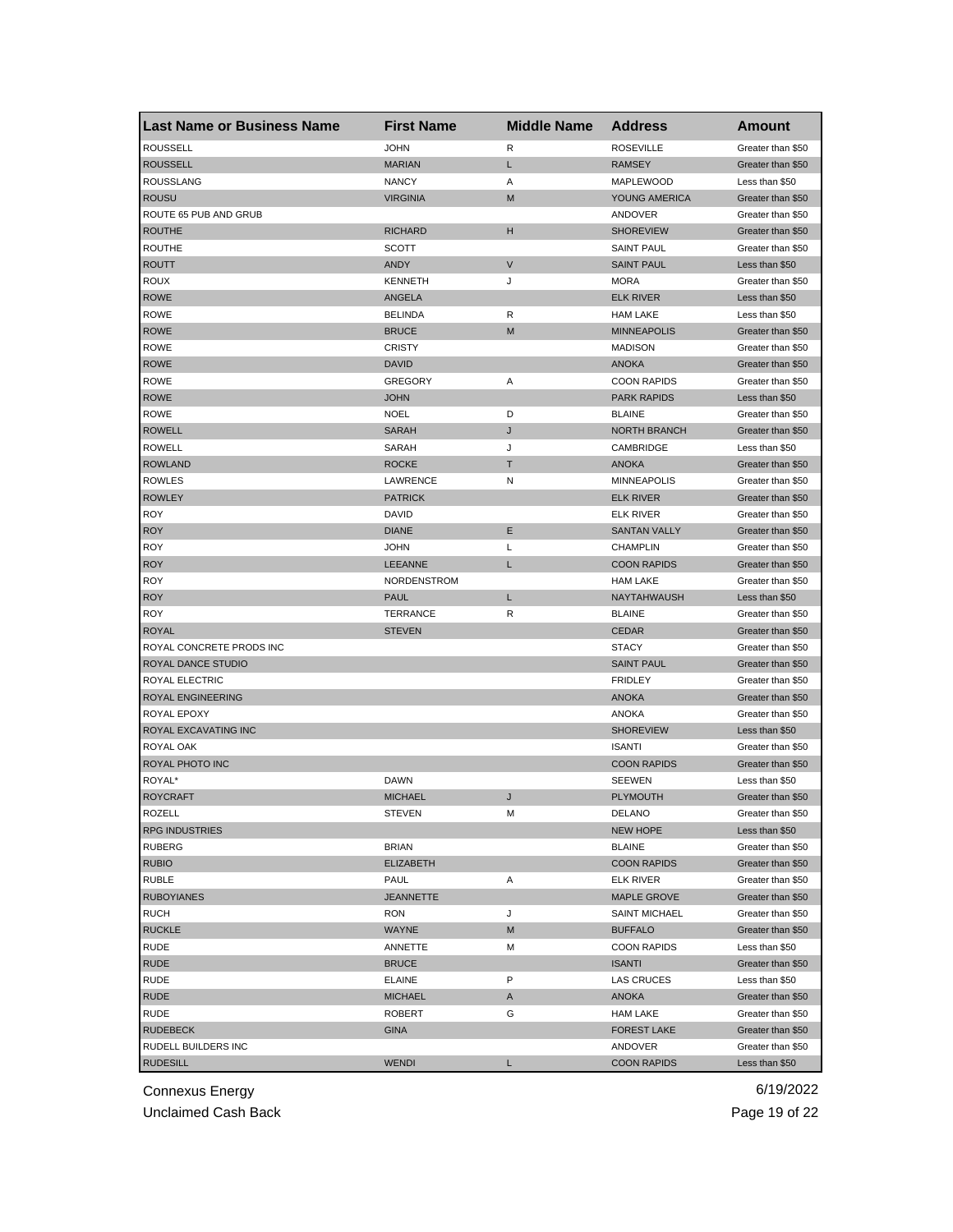| Last Name or Business Name | First Name | Middle Name | Address | Amount |
|---|---|---|---|---|
| ROUSSELL | JOHN | R | ROSEVILLE | Greater than $50 |
| ROUSSELL | MARIAN | L | RAMSEY | Greater than $50 |
| ROUSSLANG | NANCY | A | MAPLEWOOD | Less than $50 |
| ROUSU | VIRGINIA | M | YOUNG AMERICA | Greater than $50 |
| ROUTE 65 PUB AND GRUB | | | ANDOVER | Greater than $50 |
| ROUTHE | RICHARD | H | SHOREVIEW | Greater than $50 |
| ROUTHE | SCOTT | | SAINT PAUL | Greater than $50 |
| ROUTT | ANDY | V | SAINT PAUL | Less than $50 |
| ROUX | KENNETH | J | MORA | Greater than $50 |
| ROWE | ANGELA | | ELK RIVER | Less than $50 |
| ROWE | BELINDA | R | HAM LAKE | Less than $50 |
| ROWE | BRUCE | M | MINNEAPOLIS | Greater than $50 |
| ROWE | CRISTY | | MADISON | Greater than $50 |
| ROWE | DAVID | | ANOKA | Greater than $50 |
| ROWE | GREGORY | A | COON RAPIDS | Greater than $50 |
| ROWE | JOHN | | PARK RAPIDS | Less than $50 |
| ROWE | NOEL | D | BLAINE | Greater than $50 |
| ROWELL | SARAH | J | NORTH BRANCH | Greater than $50 |
| ROWELL | SARAH | J | CAMBRIDGE | Less than $50 |
| ROWLAND | ROCKE | T | ANOKA | Greater than $50 |
| ROWLES | LAWRENCE | N | MINNEAPOLIS | Greater than $50 |
| ROWLEY | PATRICK | | ELK RIVER | Greater than $50 |
| ROY | DAVID | | ELK RIVER | Greater than $50 |
| ROY | DIANE | E | SANTAN VALLY | Greater than $50 |
| ROY | JOHN | L | CHAMPLIN | Greater than $50 |
| ROY | LEEANNE | L | COON RAPIDS | Greater than $50 |
| ROY | NORDENSTROM | | HAM LAKE | Greater than $50 |
| ROY | PAUL | L | NAYTAHWAUSH | Less than $50 |
| ROY | TERRANCE | R | BLAINE | Greater than $50 |
| ROYAL | STEVEN | | CEDAR | Greater than $50 |
| ROYAL CONCRETE PRODS INC | | | STACY | Greater than $50 |
| ROYAL DANCE STUDIO | | | SAINT PAUL | Greater than $50 |
| ROYAL ELECTRIC | | | FRIDLEY | Greater than $50 |
| ROYAL ENGINEERING | | | ANOKA | Greater than $50 |
| ROYAL EPOXY | | | ANOKA | Greater than $50 |
| ROYAL EXCAVATING INC | | | SHOREVIEW | Less than $50 |
| ROYAL OAK | | | ISANTI | Greater than $50 |
| ROYAL PHOTO INC | | | COON RAPIDS | Greater than $50 |
| ROYAL* | DAWN | | SEEWEN | Less than $50 |
| ROYCRAFT | MICHAEL | J | PLYMOUTH | Greater than $50 |
| ROZELL | STEVEN | M | DELANO | Greater than $50 |
| RPG INDUSTRIES | | | NEW HOPE | Less than $50 |
| RUBERG | BRIAN | | BLAINE | Greater than $50 |
| RUBIO | ELIZABETH | | COON RAPIDS | Greater than $50 |
| RUBLE | PAUL | A | ELK RIVER | Greater than $50 |
| RUBOYIANES | JEANNETTE | | MAPLE GROVE | Greater than $50 |
| RUCH | RON | J | SAINT MICHAEL | Greater than $50 |
| RUCKLE | WAYNE | M | BUFFALO | Greater than $50 |
| RUDE | ANNETTE | M | COON RAPIDS | Less than $50 |
| RUDE | BRUCE | | ISANTI | Greater than $50 |
| RUDE | ELAINE | P | LAS CRUCES | Less than $50 |
| RUDE | MICHAEL | A | ANOKA | Greater than $50 |
| RUDE | ROBERT | G | HAM LAKE | Greater than $50 |
| RUDEBECK | GINA | | FOREST LAKE | Greater than $50 |
| RUDELL BUILDERS INC | | | ANDOVER | Greater than $50 |
| RUDESILL | WENDI | L | COON RAPIDS | Less than $50 |

Connexus Energy
Unclaimed Cash Back

6/19/2022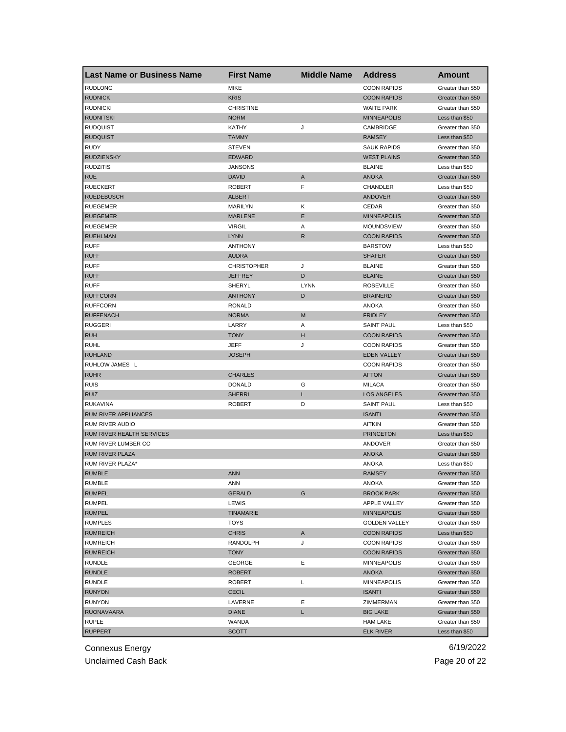| Last Name or Business Name | First Name | Middle Name | Address | Amount |
| --- | --- | --- | --- | --- |
| RUDLONG | MIKE | | COON RAPIDS | Greater than $50 |
| RUDNICK | KRIS | | COON RAPIDS | Greater than $50 |
| RUDNICKI | CHRISTINE | | WAITE PARK | Greater than $50 |
| RUDNITSKI | NORM | | MINNEAPOLIS | Less than $50 |
| RUDQUIST | KATHY | J | CAMBRIDGE | Greater than $50 |
| RUDQUIST | TAMMY | | RAMSEY | Less than $50 |
| RUDY | STEVEN | | SAUK RAPIDS | Greater than $50 |
| RUDZIENSKY | EDWARD | | WEST PLAINS | Greater than $50 |
| RUDZITIS | JANSONS | | BLAINE | Less than $50 |
| RUE | DAVID | A | ANOKA | Greater than $50 |
| RUECKERT | ROBERT | F | CHANDLER | Less than $50 |
| RUEDEBUSCH | ALBERT | | ANDOVER | Greater than $50 |
| RUEGEMER | MARILYN | K | CEDAR | Greater than $50 |
| RUEGEMER | MARLENE | E | MINNEAPOLIS | Greater than $50 |
| RUEGEMER | VIRGIL | A | MOUNDSVIEW | Greater than $50 |
| RUEHLMAN | LYNN | R | COON RAPIDS | Greater than $50 |
| RUFF | ANTHONY | | BARSTOW | Less than $50 |
| RUFF | AUDRA | | SHAFER | Greater than $50 |
| RUFF | CHRISTOPHER | J | BLAINE | Greater than $50 |
| RUFF | JEFFREY | D | BLAINE | Greater than $50 |
| RUFF | SHERYL | LYNN | ROSEVILLE | Greater than $50 |
| RUFFCORN | ANTHONY | D | BRAINERD | Greater than $50 |
| RUFFCORN | RONALD | | ANOKA | Greater than $50 |
| RUFFENACH | NORMA | M | FRIDLEY | Greater than $50 |
| RUGGERI | LARRY | A | SAINT PAUL | Less than $50 |
| RUH | TONY | H | COON RAPIDS | Greater than $50 |
| RUHL | JEFF | J | COON RAPIDS | Greater than $50 |
| RUHLAND | JOSEPH | | EDEN VALLEY | Greater than $50 |
| RUHLOW JAMES L | | | COON RAPIDS | Greater than $50 |
| RUHR | CHARLES | | AFTON | Greater than $50 |
| RUIS | DONALD | G | MILACA | Greater than $50 |
| RUIZ | SHERRI | L | LOS ANGELES | Greater than $50 |
| RUKAVINA | ROBERT | D | SAINT PAUL | Less than $50 |
| RUM RIVER APPLIANCES | | | ISANTI | Greater than $50 |
| RUM RIVER AUDIO | | | AITKIN | Greater than $50 |
| RUM RIVER HEALTH SERVICES | | | PRINCETON | Less than $50 |
| RUM RIVER LUMBER CO | | | ANDOVER | Greater than $50 |
| RUM RIVER PLAZA | | | ANOKA | Greater than $50 |
| RUM RIVER PLAZA* | | | ANOKA | Less than $50 |
| RUMBLE | ANN | | RAMSEY | Greater than $50 |
| RUMBLE | ANN | | ANOKA | Greater than $50 |
| RUMPEL | GERALD | G | BROOK PARK | Greater than $50 |
| RUMPEL | LEWIS | | APPLE VALLEY | Greater than $50 |
| RUMPEL | TINAMARIE | | MINNEAPOLIS | Greater than $50 |
| RUMPLES | TOYS | | GOLDEN VALLEY | Greater than $50 |
| RUMREICH | CHRIS | A | COON RAPIDS | Less than $50 |
| RUMREICH | RANDOLPH | J | COON RAPIDS | Greater than $50 |
| RUMREICH | TONY | | COON RAPIDS | Greater than $50 |
| RUNDLE | GEORGE | E | MINNEAPOLIS | Greater than $50 |
| RUNDLE | ROBERT | | ANOKA | Greater than $50 |
| RUNDLE | ROBERT | L | MINNEAPOLIS | Greater than $50 |
| RUNYON | CECIL | | ISANTI | Greater than $50 |
| RUNYON | LAVERNE | E | ZIMMERMAN | Greater than $50 |
| RUONAVAARA | DIANE | L | BIG LAKE | Greater than $50 |
| RUPLE | WANDA | | HAM LAKE | Greater than $50 |
| RUPPERT | SCOTT | | ELK RIVER | Less than $50 |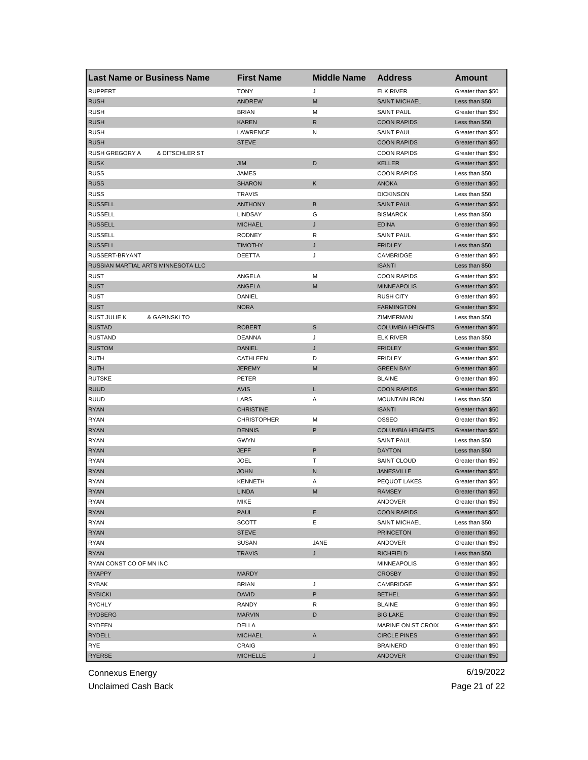| Last Name or Business Name | First Name | Middle Name | Address | Amount |
|---|---|---|---|---|
| RUPPERT | TONY | J | ELK RIVER | Greater than $50 |
| RUSH | ANDREW | M | SAINT MICHAEL | Less than $50 |
| RUSH | BRIAN | M | SAINT PAUL | Greater than $50 |
| RUSH | KAREN | R | COON RAPIDS | Less than $50 |
| RUSH | LAWRENCE | N | SAINT PAUL | Greater than $50 |
| RUSH | STEVE | | COON RAPIDS | Greater than $50 |
| RUSH GREGORY A & DITSCHLER ST | | | COON RAPIDS | Greater than $50 |
| RUSK | JIM | D | KELLER | Greater than $50 |
| RUSS | JAMES | | COON RAPIDS | Less than $50 |
| RUSS | SHARON | K | ANOKA | Greater than $50 |
| RUSS | TRAVIS | | DICKINSON | Less than $50 |
| RUSSELL | ANTHONY | B | SAINT PAUL | Greater than $50 |
| RUSSELL | LINDSAY | G | BISMARCK | Less than $50 |
| RUSSELL | MICHAEL | J | EDINA | Greater than $50 |
| RUSSELL | RODNEY | R | SAINT PAUL | Greater than $50 |
| RUSSELL | TIMOTHY | J | FRIDLEY | Less than $50 |
| RUSSERT-BRYANT | DEETTA | J | CAMBRIDGE | Greater than $50 |
| RUSSIAN MARTIAL ARTS MINNESOTA LLC | | | ISANTI | Less than $50 |
| RUST | ANGELA | M | COON RAPIDS | Greater than $50 |
| RUST | ANGELA | M | MINNEAPOLIS | Greater than $50 |
| RUST | DANIEL | | RUSH CITY | Greater than $50 |
| RUST | NORA | | FARMINGTON | Greater than $50 |
| RUST JULIE K & GAPINSKI TO | | | ZIMMERMAN | Less than $50 |
| RUSTAD | ROBERT | S | COLUMBIA HEIGHTS | Greater than $50 |
| RUSTAND | DEANNA | J | ELK RIVER | Less than $50 |
| RUSTOM | DANIEL | J | FRIDLEY | Greater than $50 |
| RUTH | CATHLEEN | D | FRIDLEY | Greater than $50 |
| RUTH | JEREMY | M | GREEN BAY | Greater than $50 |
| RUTSKE | PETER | | BLAINE | Greater than $50 |
| RUUD | AVIS | L | COON RAPIDS | Greater than $50 |
| RUUD | LARS | A | MOUNTAIN IRON | Less than $50 |
| RYAN | CHRISTINE | | ISANTI | Greater than $50 |
| RYAN | CHRISTOPHER | M | OSSEO | Greater than $50 |
| RYAN | DENNIS | P | COLUMBIA HEIGHTS | Greater than $50 |
| RYAN | GWYN | | SAINT PAUL | Less than $50 |
| RYAN | JEFF | P | DAYTON | Less than $50 |
| RYAN | JOEL | T | SAINT CLOUD | Greater than $50 |
| RYAN | JOHN | N | JANESVILLE | Greater than $50 |
| RYAN | KENNETH | A | PEQUOT LAKES | Greater than $50 |
| RYAN | LINDA | M | RAMSEY | Greater than $50 |
| RYAN | MIKE | | ANDOVER | Greater than $50 |
| RYAN | PAUL | E | COON RAPIDS | Greater than $50 |
| RYAN | SCOTT | E | SAINT MICHAEL | Less than $50 |
| RYAN | STEVE | | PRINCETON | Greater than $50 |
| RYAN | SUSAN | JANE | ANDOVER | Greater than $50 |
| RYAN | TRAVIS | J | RICHFIELD | Less than $50 |
| RYAN CONST CO OF MN INC | | | MINNEAPOLIS | Greater than $50 |
| RYAPPY | MARDY | | CROSBY | Greater than $50 |
| RYBAK | BRIAN | J | CAMBRIDGE | Greater than $50 |
| RYBICKI | DAVID | P | BETHEL | Greater than $50 |
| RYCHLY | RANDY | R | BLAINE | Greater than $50 |
| RYDBERG | MARVIN | D | BIG LAKE | Greater than $50 |
| RYDEEN | DELLA | | MARINE ON ST CROIX | Greater than $50 |
| RYDELL | MICHAEL | A | CIRCLE PINES | Greater than $50 |
| RYE | CRAIG | | BRAINERD | Greater than $50 |
| RYERSE | MICHELLE | J | ANDOVER | Greater than $50 |

Connexus Energy
Unclaimed Cash Back

6/19/2022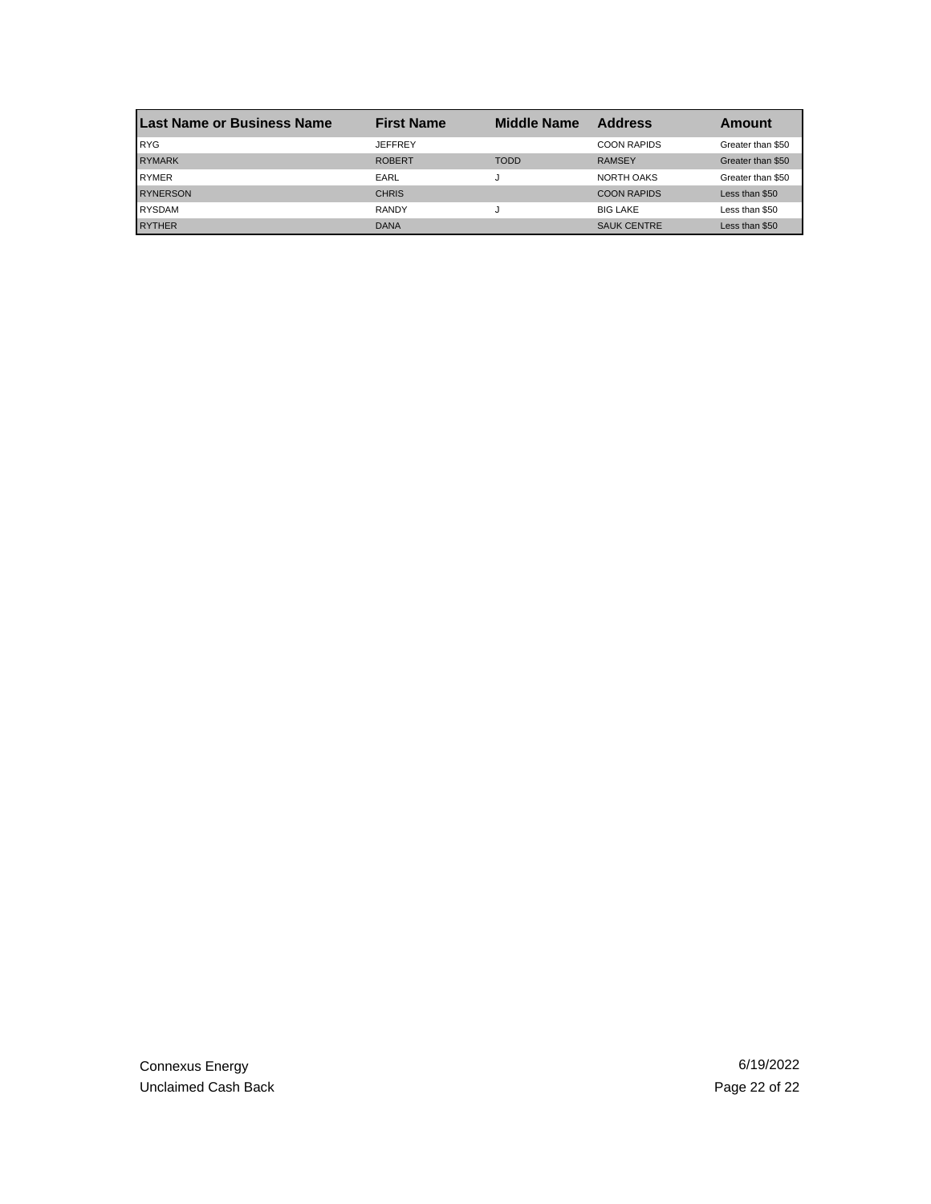| Last Name or Business Name | First Name | Middle Name | Address | Amount |
| --- | --- | --- | --- | --- |
| RYG | JEFFREY | | COON RAPIDS | Greater than $50 |
| RYMARK | ROBERT | TODD | RAMSEY | Greater than $50 |
| RYMER | EARL | J | NORTH OAKS | Greater than $50 |
| RYNERSON | CHRIS | | COON RAPIDS | Less than $50 |
| RYSDAM | RANDY | J | BIG LAKE | Less than $50 |
| RYTHER | DANA | | SAUK CENTRE | Less than $50 |